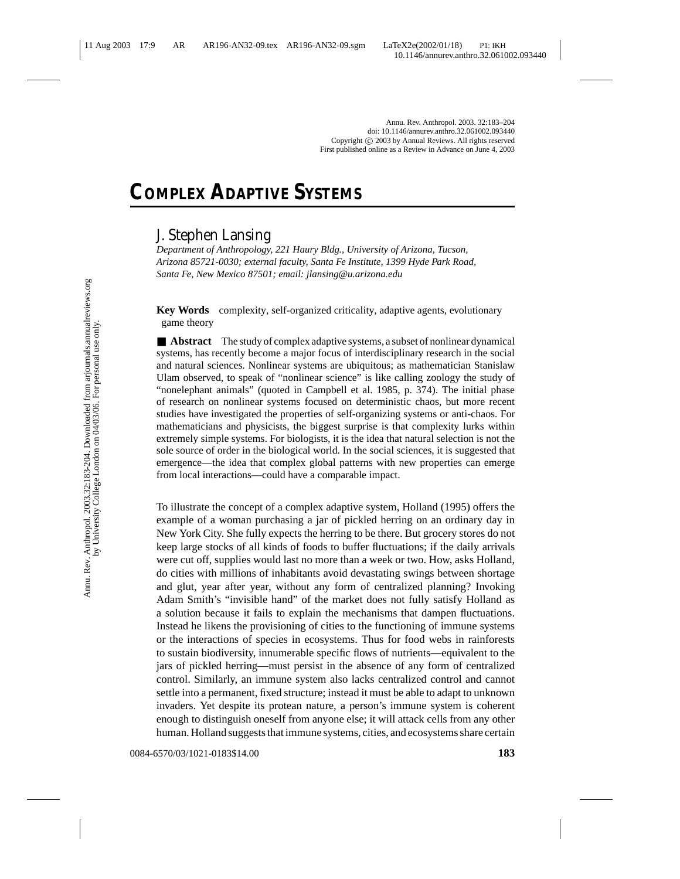# COMPLEX ADAPTIVE SYSTEMS

## J. Stephen Lansing

*Department of Anthropology, 221 Haury Bldg., University of Arizona, Tucson, Arizona 85721-0030; external faculty, Santa Fe Institute, 1399 Hyde Park Road, Santa Fe, New Mexico 87501; email: jlansing@u.arizona.edu*

**Key Words** complexity, self-organized criticality, adaptive agents, evolutionary game theory

■ **Abstract** The study of complex adaptive systems, a subset of nonlinear dynamical systems, has recently become a major focus of interdisciplinary research in the social and natural sciences. Nonlinear systems are ubiquitous; as mathematician Stanislaw Ulam observed, to speak of "nonlinear science" is like calling zoology the study of "nonelephant animals" (quoted in Campbell et al. 1985, p. 374). The initial phase of research on nonlinear systems focused on deterministic chaos, but more recent studies have investigated the properties of self-organizing systems or anti-chaos. For mathematicians and physicists, the biggest surprise is that complexity lurks within extremely simple systems. For biologists, it is the idea that natural selection is not the sole source of order in the biological world. In the social sciences, it is suggested that emergence—the idea that complex global patterns with new properties can emerge from local interactions—could have a comparable impact.

To illustrate the concept of a complex adaptive system, Holland (1995) offers the example of a woman purchasing a jar of pickled herring on an ordinary day in New York City. She fully expects the herring to be there. But grocery stores do not keep large stocks of all kinds of foods to buffer fluctuations; if the daily arrivals were cut off, supplies would last no more than a week or two. How, asks Holland, do cities with millions of inhabitants avoid devastating swings between shortage and glut, year after year, without any form of centralized planning? Invoking Adam Smith's "invisible hand" of the market does not fully satisfy Holland as a solution because it fails to explain the mechanisms that dampen fluctuations. Instead he likens the provisioning of cities to the functioning of immune systems or the interactions of species in ecosystems. Thus for food webs in rainforests to sustain biodiversity, innumerable specific flows of nutrients—equivalent to the jars of pickled herring—must persist in the absence of any form of centralized control. Similarly, an immune system also lacks centralized control and cannot settle into a permanent, fixed structure; instead it must be able to adapt to unknown invaders. Yet despite its protean nature, a person's immune system is coherent enough to distinguish oneself from anyone else; it will attack cells from any other human. Holland suggests that immune systems, cities, and ecosystems share certain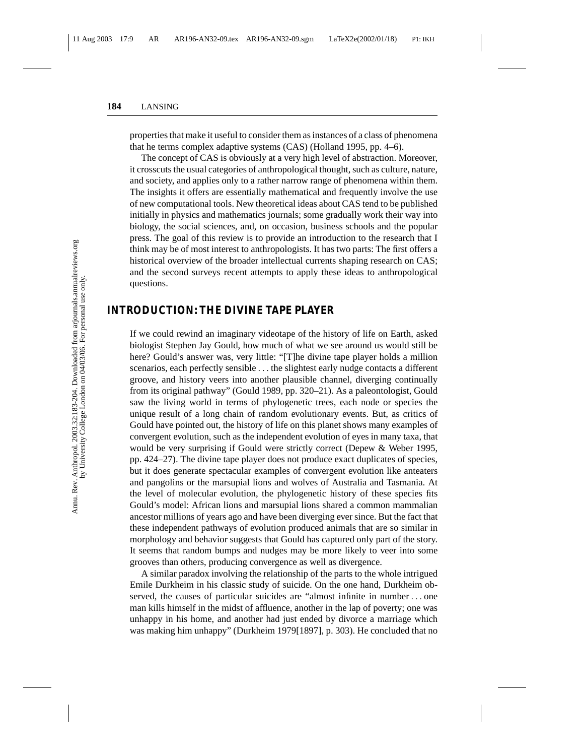properties that make it useful to consider them as instances of a class of phenomena that he terms complex adaptive systems (CAS) (Holland 1995, pp. 4–6).

The concept of CAS is obviously at a very high level of abstraction. Moreover, it crosscuts the usual categories of anthropological thought, such as culture, nature, and society, and applies only to a rather narrow range of phenomena within them. The insights it offers are essentially mathematical and frequently involve the use of new computational tools. New theoretical ideas about CAS tend to be published initially in physics and mathematics journals; some gradually work their way into biology, the social sciences, and, on occasion, business schools and the popular press. The goal of this review is to provide an introduction to the research that I think may be of most interest to anthropologists. It has two parts: The first offers a historical overview of the broader intellectual currents shaping research on CAS; and the second surveys recent attempts to apply these ideas to anthropological questions.

## INTRODUCTION: THE DIVINE TAPE PLAYER

If we could rewind an imaginary videotape of the history of life on Earth, asked biologist Stephen Jay Gould, how much of what we see around us would still be here? Gould's answer was, very little: "[T]he divine tape player holds a million scenarios, each perfectly sensible . . . the slightest early nudge contacts a different groove, and history veers into another plausible channel, diverging continually from its original pathway" (Gould 1989, pp. 320–21). As a paleontologist, Gould saw the living world in terms of phylogenetic trees, each node or species the unique result of a long chain of random evolutionary events. But, as critics of Gould have pointed out, the history of life on this planet shows many examples of convergent evolution, such as the independent evolution of eyes in many taxa, that would be very surprising if Gould were strictly correct (Depew & Weber 1995, pp. 424–27). The divine tape player does not produce exact duplicates of species, but it does generate spectacular examples of convergent evolution like anteaters and pangolins or the marsupial lions and wolves of Australia and Tasmania. At the level of molecular evolution, the phylogenetic history of these species fits Gould's model: African lions and marsupial lions shared a common mammalian ancestor millions of years ago and have been diverging ever since. But the fact that these independent pathways of evolution produced animals that are so similar in morphology and behavior suggests that Gould has captured only part of the story. It seems that random bumps and nudges may be more likely to veer into some grooves than others, producing convergence as well as divergence.

A similar paradox involving the relationship of the parts to the whole intrigued Emile Durkheim in his classic study of suicide. On the one hand, Durkheim observed, the causes of particular suicides are "almost infinite in number . . . one man kills himself in the midst of affluence, another in the lap of poverty; one was unhappy in his home, and another had just ended by divorce a marriage which was making him unhappy" (Durkheim 1979[1897], p. 303). He concluded that no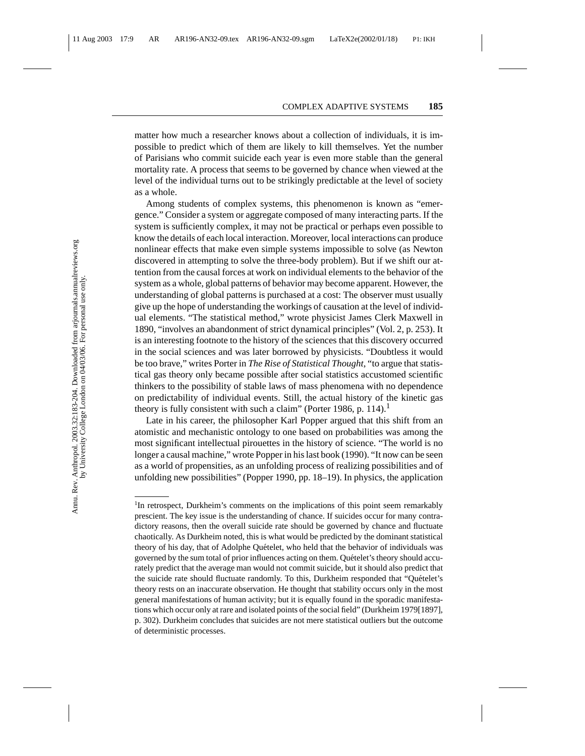matter how much a researcher knows about a collection of individuals, it is impossible to predict which of them are likely to kill themselves. Yet the number of Parisians who commit suicide each year is even more stable than the general mortality rate. A process that seems to be governed by chance when viewed at the level of the individual turns out to be strikingly predictable at the level of society as a whole.

Among students of complex systems, this phenomenon is known as "emergence." Consider a system or aggregate composed of many interacting parts. If the system is sufficiently complex, it may not be practical or perhaps even possible to know the details of each local interaction. Moreover, local interactions can produce nonlinear effects that make even simple systems impossible to solve (as Newton discovered in attempting to solve the three-body problem). But if we shift our attention from the causal forces at work on individual elements to the behavior of the system as a whole, global patterns of behavior may become apparent. However, the understanding of global patterns is purchased at a cost: The observer must usually give up the hope of understanding the workings of causation at the level of individual elements. "The statistical method," wrote physicist James Clerk Maxwell in 1890, "involves an abandonment of strict dynamical principles" (Vol. 2, p. 253). It is an interesting footnote to the history of the sciences that this discovery occurred in the social sciences and was later borrowed by physicists. "Doubtless it would be too brave," writes Porter in *The Rise of Statistical Thought*, "to argue that statistical gas theory only became possible after social statistics accustomed scientific thinkers to the possibility of stable laws of mass phenomena with no dependence on predictability of individual events. Still, the actual history of the kinetic gas theory is fully consistent with such a claim" (Porter 1986, p. 114).[1]

Late in his career, the philosopher Karl Popper argued that this shift from an atomistic and mechanistic ontology to one based on probabilities was among the most significant intellectual pirouettes in the history of science. "The world is no longer a causal machine," wrote Popper in his last book (1990). "It now can be seen as a world of propensities, as an unfolding process of realizing possibilities and of unfolding new possibilities" (Popper 1990, pp. 18–19). In physics, the application

[1]In retrospect, Durkheim's comments on the implications of this point seem remarkably prescient. The key issue is the understanding of chance. If suicides occur for many contradictory reasons, then the overall suicide rate should be governed by chance and fluctuate chaotically. As Durkheim noted, this is what would be predicted by the dominant statistical theory of his day, that of Adolphe Quételet, who held that the behavior of individuals was governed by the sum total of prior influences acting on them. Quételet's theory should accurately predict that the average man would not commit suicide, but it should also predict that the suicide rate should fluctuate randomly. To this, Durkheim responded that "Quételet's theory rests on an inaccurate observation. He thought that stability occurs only in the most general manifestations of human activity; but it is equally found in the sporadic manifestations which occur only at rare and isolated points of the social field" (Durkheim 1979[1897], p. 302). Durkheim concludes that suicides are not mere statistical outliers but the outcome of deterministic processes.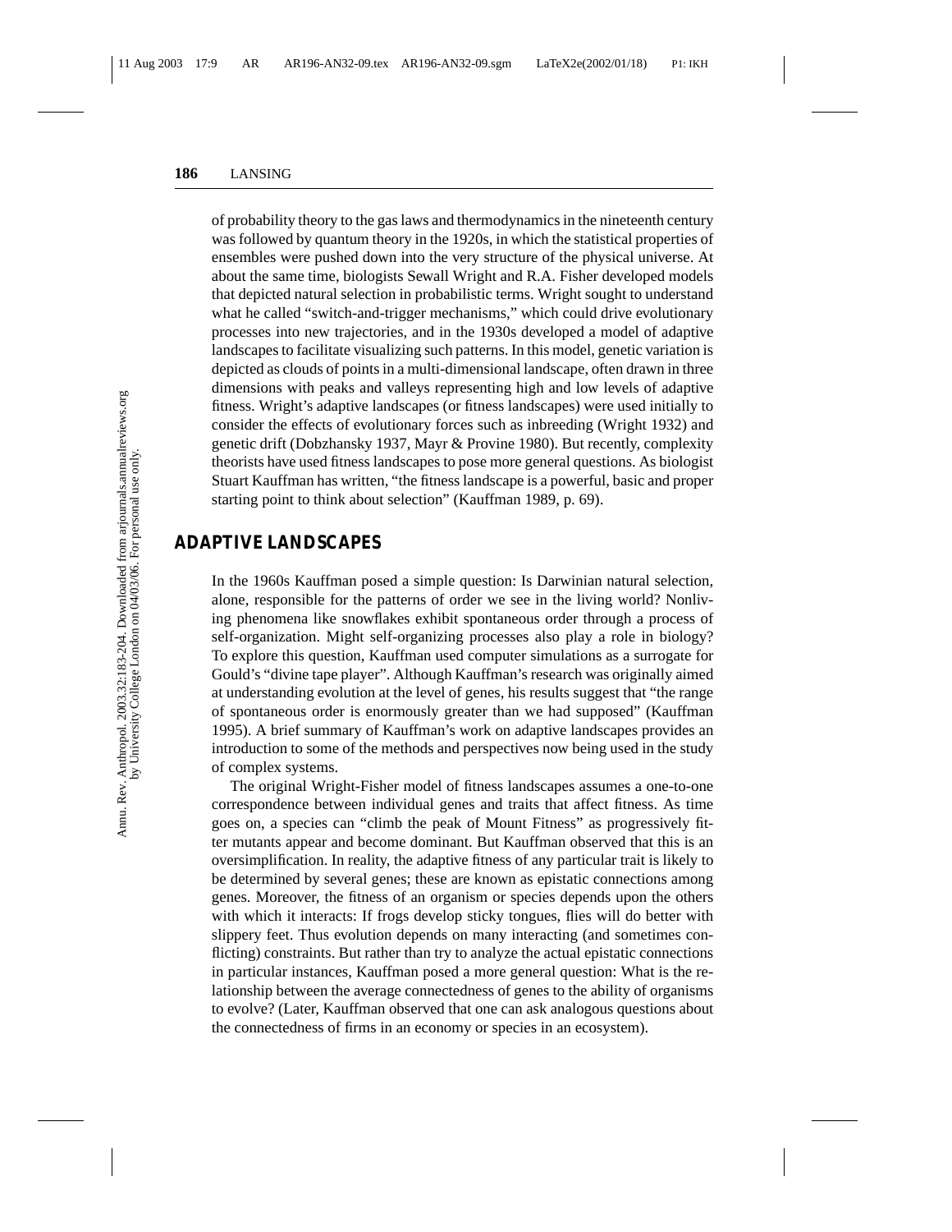of probability theory to the gas laws and thermodynamics in the nineteenth century was followed by quantum theory in the 1920s, in which the statistical properties of ensembles were pushed down into the very structure of the physical universe. At about the same time, biologists Sewall Wright and R.A. Fisher developed models that depicted natural selection in probabilistic terms. Wright sought to understand what he called "switch-and-trigger mechanisms," which could drive evolutionary processes into new trajectories, and in the 1930s developed a model of adaptive landscapes to facilitate visualizing such patterns. In this model, genetic variation is depicted as clouds of points in a multi-dimensional landscape, often drawn in three dimensions with peaks and valleys representing high and low levels of adaptive fitness. Wright's adaptive landscapes (or fitness landscapes) were used initially to consider the effects of evolutionary forces such as inbreeding (Wright 1932) and genetic drift (Dobzhansky 1937, Mayr & Provine 1980). But recently, complexity theorists have used fitness landscapes to pose more general questions. As biologist Stuart Kauffman has written, "the fitness landscape is a powerful, basic and proper starting point to think about selection" (Kauffman 1989, p. 69).

## ADAPTIVE LANDSCAPES

In the 1960s Kauffman posed a simple question: Is Darwinian natural selection, alone, responsible for the patterns of order we see in the living world? Nonliving phenomena like snowflakes exhibit spontaneous order through a process of self-organization. Might self-organizing processes also play a role in biology? To explore this question, Kauffman used computer simulations as a surrogate for Gould's "divine tape player". Although Kauffman's research was originally aimed at understanding evolution at the level of genes, his results suggest that "the range of spontaneous order is enormously greater than we had supposed" (Kauffman 1995). A brief summary of Kauffman's work on adaptive landscapes provides an introduction to some of the methods and perspectives now being used in the study of complex systems.

The original Wright-Fisher model of fitness landscapes assumes a one-to-one correspondence between individual genes and traits that affect fitness. As time goes on, a species can "climb the peak of Mount Fitness" as progressively fitter mutants appear and become dominant. But Kauffman observed that this is an oversimplification. In reality, the adaptive fitness of any particular trait is likely to be determined by several genes; these are known as epistatic connections among genes. Moreover, the fitness of an organism or species depends upon the others with which it interacts: If frogs develop sticky tongues, flies will do better with slippery feet. Thus evolution depends on many interacting (and sometimes conflicting) constraints. But rather than try to analyze the actual epistatic connections in particular instances, Kauffman posed a more general question: What is the relationship between the average connectedness of genes to the ability of organisms to evolve? (Later, Kauffman observed that one can ask analogous questions about the connectedness of firms in an economy or species in an ecosystem).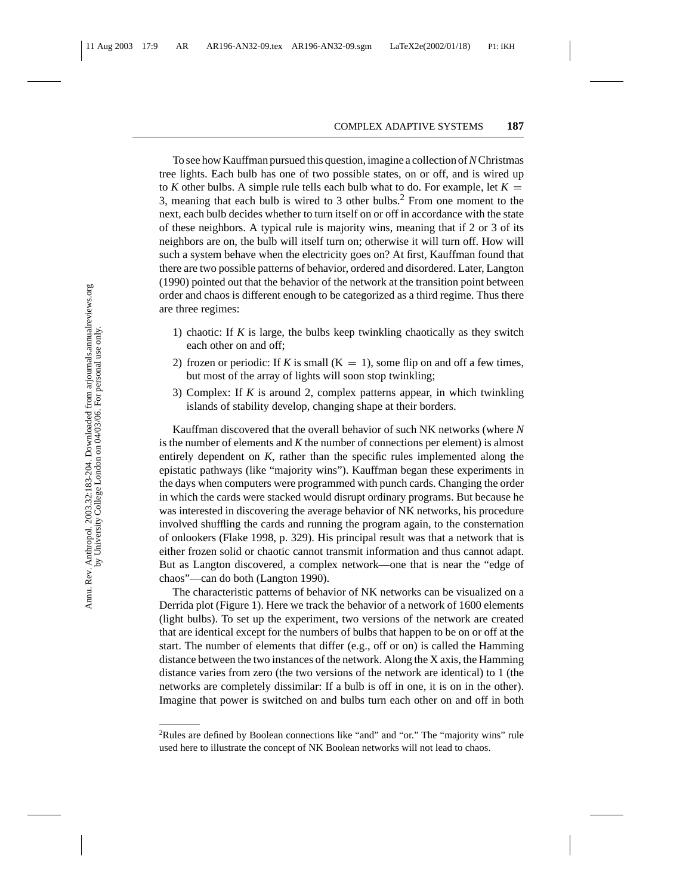To see how Kauffman pursued this question, imagine a collection of *N* Christmas tree lights. Each bulb has one of two possible states, on or off, and is wired up to *K* other bulbs. A simple rule tells each bulb what to do. For example, let $K = 3$, meaning that each bulb is wired to 3 other bulbs.[2] From one moment to the next, each bulb decides whether to turn itself on or off in accordance with the state of these neighbors. A typical rule is majority wins, meaning that if 2 or 3 of its neighbors are on, the bulb will itself turn on; otherwise it will turn off. How will such a system behave when the electricity goes on? At first, Kauffman found that there are two possible patterns of behavior, ordered and disordered. Later, Langton (1990) pointed out that the behavior of the network at the transition point between order and chaos is different enough to be categorized as a third regime. Thus there are three regimes:

1) chaotic: If *K* is large, the bulbs keep twinkling chaotically as they switch each other on and off;
2) frozen or periodic: If *K* is small ($K = 1$), some flip on and off a few times, but most of the array of lights will soon stop twinkling;
3) Complex: If *K* is around 2, complex patterns appear, in which twinkling islands of stability develop, changing shape at their borders.

Kauffman discovered that the overall behavior of such NK networks (where *N* is the number of elements and *K* the number of connections per element) is almost entirely dependent on *K*, rather than the specific rules implemented along the epistatic pathways (like "majority wins"). Kauffman began these experiments in the days when computers were programmed with punch cards. Changing the order in which the cards were stacked would disrupt ordinary programs. But because he was interested in discovering the average behavior of NK networks, his procedure involved shuffling the cards and running the program again, to the consternation of onlookers (Flake 1998, p. 329). His principal result was that a network that is either frozen solid or chaotic cannot transmit information and thus cannot adapt. But as Langton discovered, a complex network—one that is near the "edge of chaos"—can do both (Langton 1990).

The characteristic patterns of behavior of NK networks can be visualized on a Derrida plot (Figure 1). Here we track the behavior of a network of 1600 elements (light bulbs). To set up the experiment, two versions of the network are created that are identical except for the numbers of bulbs that happen to be on or off at the start. The number of elements that differ (e.g., off or on) is called the Hamming distance between the two instances of the network. Along the X axis, the Hamming distance varies from zero (the two versions of the network are identical) to 1 (the networks are completely dissimilar: If a bulb is off in one, it is on in the other). Imagine that power is switched on and bulbs turn each other on and off in both

---

[2] Rules are defined by Boolean connections like "and" and "or." The "majority wins" rule used here to illustrate the concept of NK Boolean networks will not lead to chaos.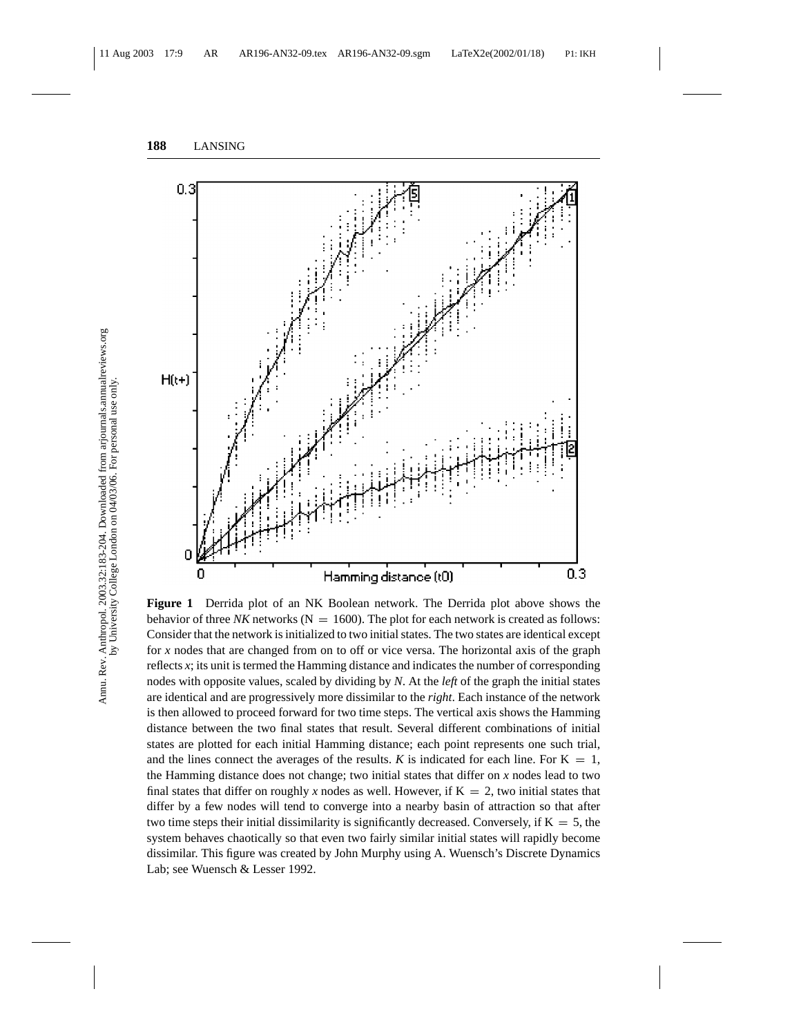**Figure 1** Derrida plot of an NK Boolean network. The Derrida plot above shows the behavior of three *NK* networks (N = 1600). The plot for each network is created as follows: Consider that the network is initialized to two initial states. The two states are identical except for *x* nodes that are changed from on to off or vice versa. The horizontal axis of the graph reflects *x*; its unit is termed the Hamming distance and indicates the number of corresponding nodes with opposite values, scaled by dividing by *N*. At the *left* of the graph the initial states are identical and are progressively more dissimilar to the *right*. Each instance of the network is then allowed to proceed forward for two time steps. The vertical axis shows the Hamming distance between the two final states that result. Several different combinations of initial states are plotted for each initial Hamming distance; each point represents one such trial, and the lines connect the averages of the results. *K* is indicated for each line. For K = 1, the Hamming distance does not change; two initial states that differ on *x* nodes lead to two final states that differ on roughly *x* nodes as well. However, if K = 2, two initial states that differ by a few nodes will tend to converge into a nearby basin of attraction so that after two time steps their initial dissimilarity is significantly decreased. Conversely, if K = 5, the system behaves chaotically so that even two fairly similar initial states will rapidly become dissimilar. This figure was created by John Murphy using A. Wuensch's Discrete Dynamics Lab; see Wuensch & Lesser 1992.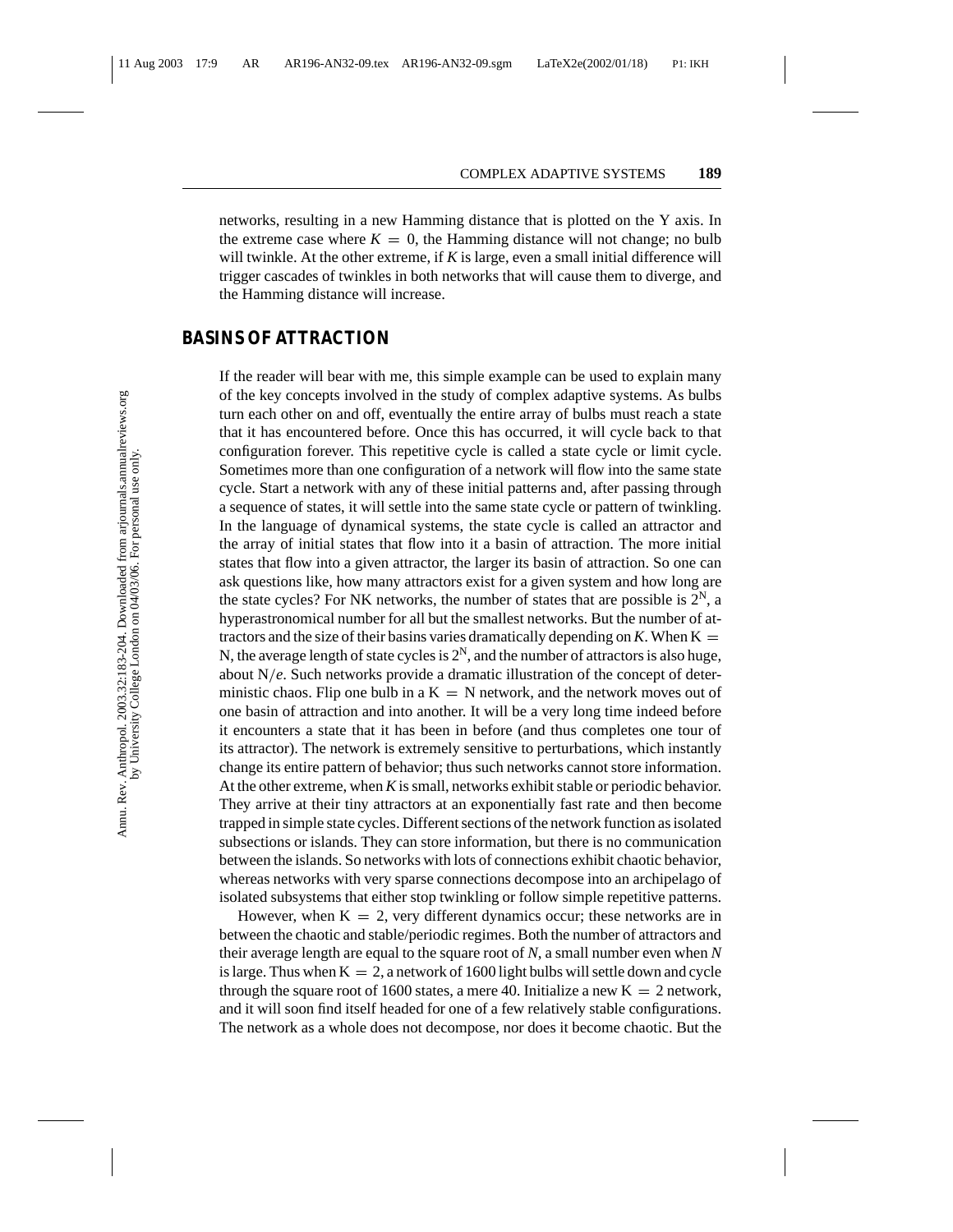networks, resulting in a new Hamming distance that is plotted on the Y axis. In the extreme case where $K = 0$, the Hamming distance will not change; no bulb will twinkle. At the other extreme, if $K$ is large, even a small initial difference will trigger cascades of twinkles in both networks that will cause them to diverge, and the Hamming distance will increase.

## BASINS OF ATTRACTION

If the reader will bear with me, this simple example can be used to explain many of the key concepts involved in the study of complex adaptive systems. As bulbs turn each other on and off, eventually the entire array of bulbs must reach a state that it has encountered before. Once this has occurred, it will cycle back to that configuration forever. This repetitive cycle is called a state cycle or limit cycle. Sometimes more than one configuration of a network will flow into the same state cycle. Start a network with any of these initial patterns and, after passing through a sequence of states, it will settle into the same state cycle or pattern of twinkling. In the language of dynamical systems, the state cycle is called an attractor and the array of initial states that flow into it a basin of attraction. The more initial states that flow into a given attractor, the larger its basin of attraction. So one can ask questions like, how many attractors exist for a given system and how long are the state cycles? For NK networks, the number of states that are possible is $2^N$, a hyperastronomical number for all but the smallest networks. But the number of attractors and the size of their basins varies dramatically depending on $K$. When $K = N$, the average length of state cycles is $2^N$, and the number of attractors is also huge, about $N/e$. Such networks provide a dramatic illustration of the concept of deterministic chaos. Flip one bulb in a $K = N$ network, and the network moves out of one basin of attraction and into another. It will be a very long time indeed before it encounters a state that it has been in before (and thus completes one tour of its attractor). The network is extremely sensitive to perturbations, which instantly change its entire pattern of behavior; thus such networks cannot store information. At the other extreme, when $K$ is small, networks exhibit stable or periodic behavior. They arrive at their tiny attractors at an exponentially fast rate and then become trapped in simple state cycles. Different sections of the network function as isolated subsections or islands. They can store information, but there is no communication between the islands. So networks with lots of connections exhibit chaotic behavior, whereas networks with very sparse connections decompose into an archipelago of isolated subsystems that either stop twinkling or follow simple repetitive patterns.

However, when $K = 2$, very different dynamics occur; these networks are in between the chaotic and stable/periodic regimes. Both the number of attractors and their average length are equal to the square root of $N$, a small number even when $N$ is large. Thus when $K = 2$, a network of 1600 light bulbs will settle down and cycle through the square root of 1600 states, a mere 40. Initialize a new $K = 2$ network, and it will soon find itself headed for one of a few relatively stable configurations. The network as a whole does not decompose, nor does it become chaotic. But the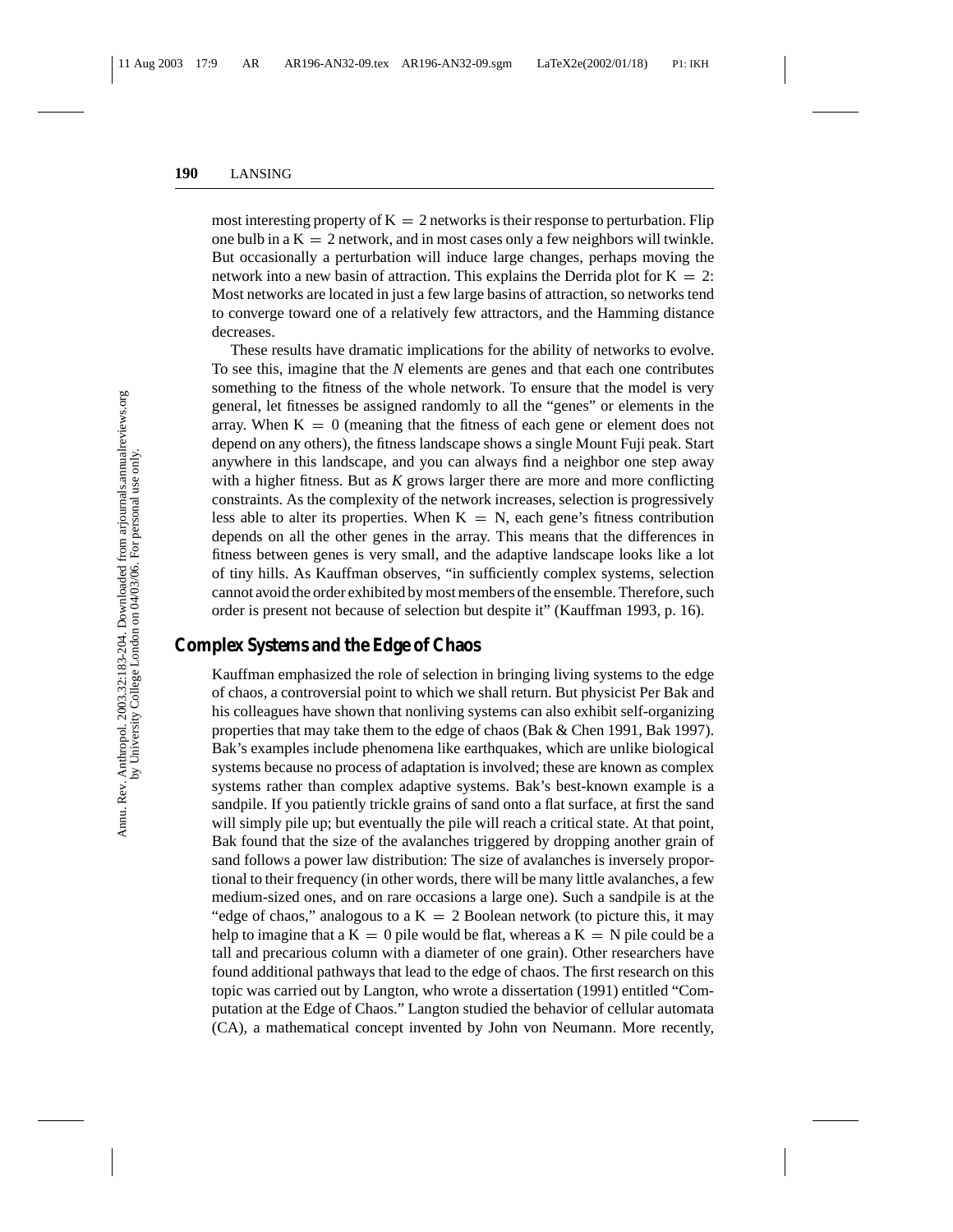most interesting property of $K = 2$ networks is their response to perturbation. Flip one bulb in a $K = 2$ network, and in most cases only a few neighbors will twinkle. But occasionally a perturbation will induce large changes, perhaps moving the network into a new basin of attraction. This explains the Derrida plot for $K = 2$: Most networks are located in just a few large basins of attraction, so networks tend to converge toward one of a relatively few attractors, and the Hamming distance decreases.

These results have dramatic implications for the ability of networks to evolve. To see this, imagine that the *N* elements are genes and that each one contributes something to the fitness of the whole network. To ensure that the model is very general, let fitnesses be assigned randomly to all the "genes" or elements in the array. When $K = 0$ (meaning that the fitness of each gene or element does not depend on any others), the fitness landscape shows a single Mount Fuji peak. Start anywhere in this landscape, and you can always find a neighbor one step away with a higher fitness. But as *K* grows larger there are more and more conflicting constraints. As the complexity of the network increases, selection is progressively less able to alter its properties. When $K = N$, each gene's fitness contribution depends on all the other genes in the array. This means that the differences in fitness between genes is very small, and the adaptive landscape looks like a lot of tiny hills. As Kauffman observes, "in sufficiently complex systems, selection cannot avoid the order exhibited by most members of the ensemble. Therefore, such order is present not because of selection but despite it" (Kauffman 1993, p. 16).

## Complex Systems and the Edge of Chaos

Kauffman emphasized the role of selection in bringing living systems to the edge of chaos, a controversial point to which we shall return. But physicist Per Bak and his colleagues have shown that nonliving systems can also exhibit self-organizing properties that may take them to the edge of chaos (Bak & Chen 1991, Bak 1997). Bak's examples include phenomena like earthquakes, which are unlike biological systems because no process of adaptation is involved; these are known as complex systems rather than complex adaptive systems. Bak's best-known example is a sandpile. If you patiently trickle grains of sand onto a flat surface, at first the sand will simply pile up; but eventually the pile will reach a critical state. At that point, Bak found that the size of the avalanches triggered by dropping another grain of sand follows a power law distribution: The size of avalanches is inversely proportional to their frequency (in other words, there will be many little avalanches, a few medium-sized ones, and on rare occasions a large one). Such a sandpile is at the "edge of chaos," analogous to a $K = 2$ Boolean network (to picture this, it may help to imagine that a $K = 0$ pile would be flat, whereas a $K = N$ pile could be a tall and precarious column with a diameter of one grain). Other researchers have found additional pathways that lead to the edge of chaos. The first research on this topic was carried out by Langton, who wrote a dissertation (1991) entitled "Computation at the Edge of Chaos." Langton studied the behavior of cellular automata (CA), a mathematical concept invented by John von Neumann. More recently,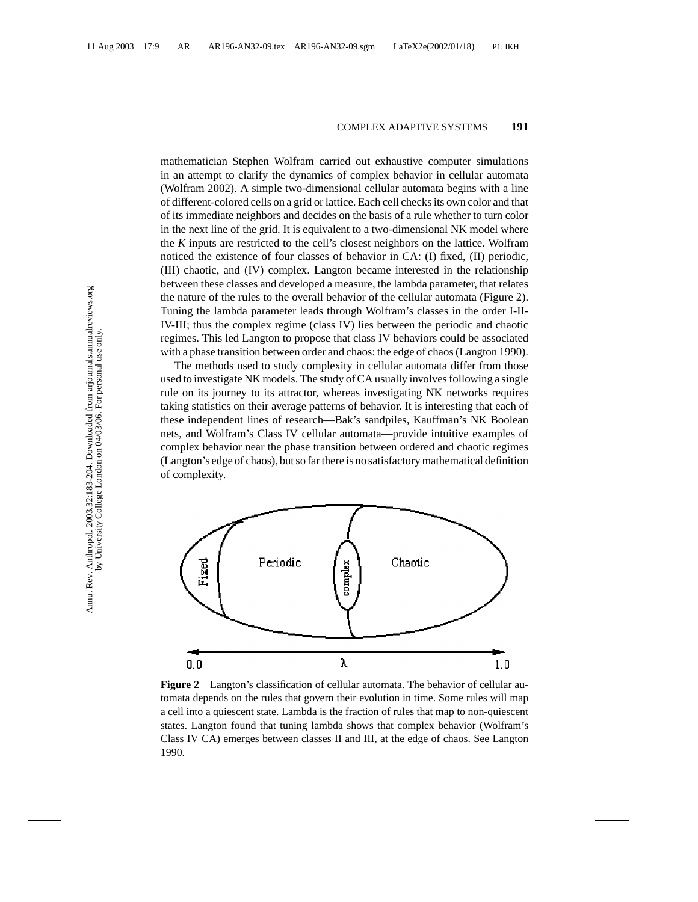mathematician Stephen Wolfram carried out exhaustive computer simulations in an attempt to clarify the dynamics of complex behavior in cellular automata (Wolfram 2002). A simple two-dimensional cellular automata begins with a line of different-colored cells on a grid or lattice. Each cell checks its own color and that of its immediate neighbors and decides on the basis of a rule whether to turn color in the next line of the grid. It is equivalent to a two-dimensional NK model where the *K* inputs are restricted to the cell's closest neighbors on the lattice. Wolfram noticed the existence of four classes of behavior in CA: (I) fixed, (II) periodic, (III) chaotic, and (IV) complex. Langton became interested in the relationship between these classes and developed a measure, the lambda parameter, that relates the nature of the rules to the overall behavior of the cellular automata (Figure 2). Tuning the lambda parameter leads through Wolfram's classes in the order I-II-IV-III; thus the complex regime (class IV) lies between the periodic and chaotic regimes. This led Langton to propose that class IV behaviors could be associated with a phase transition between order and chaos: the edge of chaos (Langton 1990).

The methods used to study complexity in cellular automata differ from those used to investigate NK models. The study of CA usually involves following a single rule on its journey to its attractor, whereas investigating NK networks requires taking statistics on their average patterns of behavior. It is interesting that each of these independent lines of research—Bak's sandpiles, Kauffman's NK Boolean nets, and Wolfram's Class IV cellular automata—provide intuitive examples of complex behavior near the phase transition between ordered and chaotic regimes (Langton's edge of chaos), but so far there is no satisfactory mathematical definition of complexity.

Fixed

Periodic

complex

Chaotic

0.0

λ

1.0

**Figure 2** Langton's classification of cellular automata. The behavior of cellular automata depends on the rules that govern their evolution in time. Some rules will map a cell into a quiescent state. Lambda is the fraction of rules that map to non-quiescent states. Langton found that tuning lambda shows that complex behavior (Wolfram's Class IV CA) emerges between classes II and III, at the edge of chaos. See Langton 1990.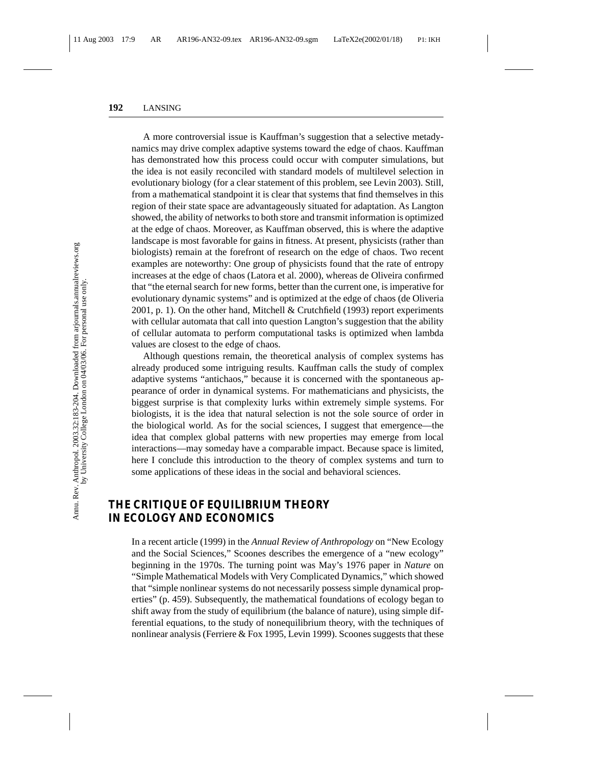A more controversial issue is Kauffman's suggestion that a selective metadynamics may drive complex adaptive systems toward the edge of chaos. Kauffman has demonstrated how this process could occur with computer simulations, but the idea is not easily reconciled with standard models of multilevel selection in evolutionary biology (for a clear statement of this problem, see Levin 2003). Still, from a mathematical standpoint it is clear that systems that find themselves in this region of their state space are advantageously situated for adaptation. As Langton showed, the ability of networks to both store and transmit information is optimized at the edge of chaos. Moreover, as Kauffman observed, this is where the adaptive landscape is most favorable for gains in fitness. At present, physicists (rather than biologists) remain at the forefront of research on the edge of chaos. Two recent examples are noteworthy: One group of physicists found that the rate of entropy increases at the edge of chaos (Latora et al. 2000), whereas de Oliveira confirmed that "the eternal search for new forms, better than the current one, is imperative for evolutionary dynamic systems" and is optimized at the edge of chaos (de Oliveria 2001, p. 1). On the other hand, Mitchell & Crutchfield (1993) report experiments with cellular automata that call into question Langton's suggestion that the ability of cellular automata to perform computational tasks is optimized when lambda values are closest to the edge of chaos.

Although questions remain, the theoretical analysis of complex systems has already produced some intriguing results. Kauffman calls the study of complex adaptive systems "antichaos," because it is concerned with the spontaneous appearance of order in dynamical systems. For mathematicians and physicists, the biggest surprise is that complexity lurks within extremely simple systems. For biologists, it is the idea that natural selection is not the sole source of order in the biological world. As for the social sciences, I suggest that emergence—the idea that complex global patterns with new properties may emerge from local interactions—may someday have a comparable impact. Because space is limited, here I conclude this introduction to the theory of complex systems and turn to some applications of these ideas in the social and behavioral sciences.

## THE CRITIQUE OF EQUILIBRIUM THEORY IN ECOLOGY AND ECONOMICS

In a recent article (1999) in the *Annual Review of Anthropology* on "New Ecology and the Social Sciences," Scoones describes the emergence of a "new ecology" beginning in the 1970s. The turning point was May's 1976 paper in *Nature* on "Simple Mathematical Models with Very Complicated Dynamics," which showed that "simple nonlinear systems do not necessarily possess simple dynamical properties" (p. 459). Subsequently, the mathematical foundations of ecology began to shift away from the study of equilibrium (the balance of nature), using simple differential equations, to the study of nonequilibrium theory, with the techniques of nonlinear analysis (Ferriere & Fox 1995, Levin 1999). Scoones suggests that these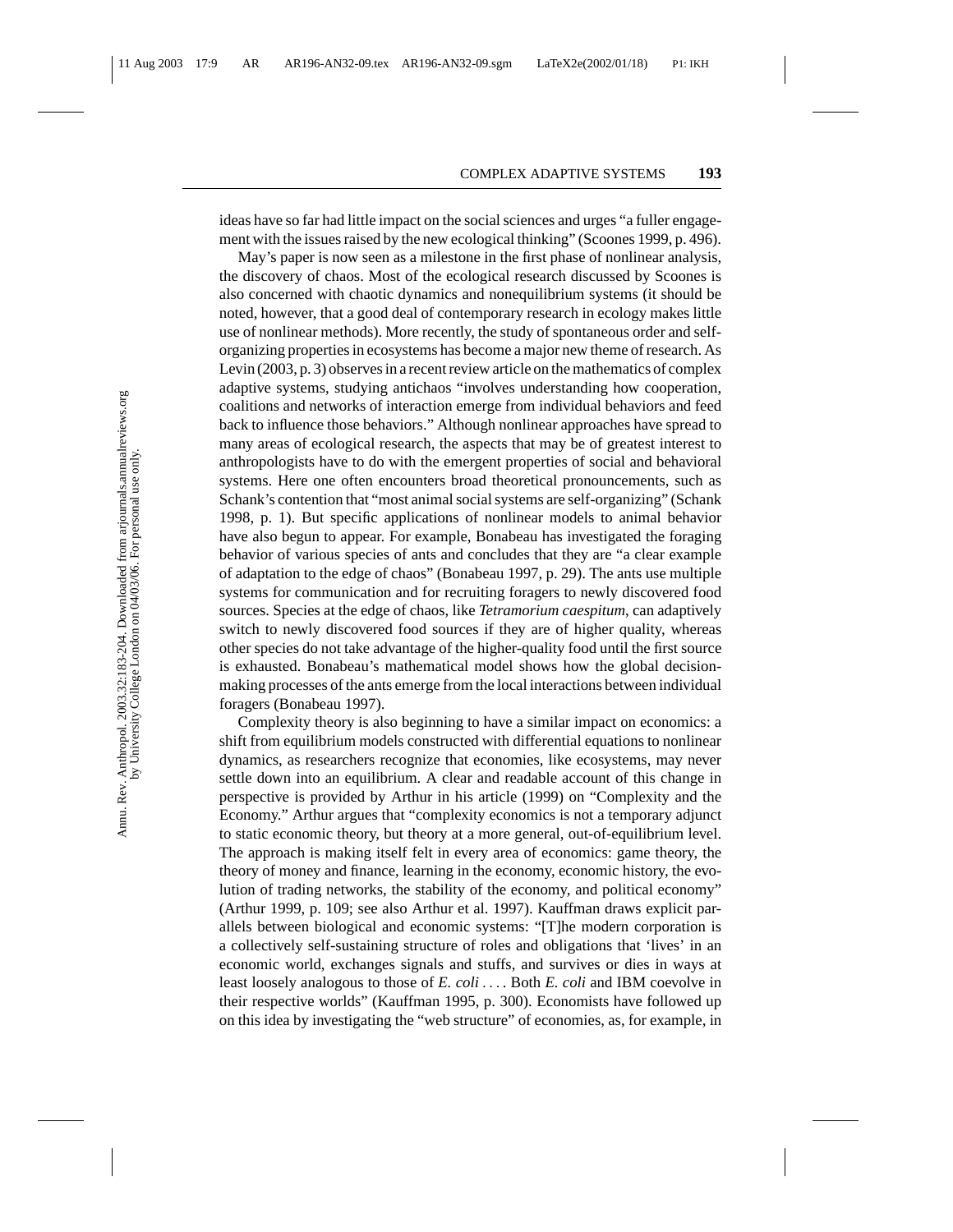ideas have so far had little impact on the social sciences and urges "a fuller engagement with the issues raised by the new ecological thinking" (Scoones 1999, p. 496).

May's paper is now seen as a milestone in the first phase of nonlinear analysis, the discovery of chaos. Most of the ecological research discussed by Scoones is also concerned with chaotic dynamics and nonequilibrium systems (it should be noted, however, that a good deal of contemporary research in ecology makes little use of nonlinear methods). More recently, the study of spontaneous order and self-organizing properties in ecosystems has become a major new theme of research. As Levin (2003, p. 3) observes in a recent review article on the mathematics of complex adaptive systems, studying antichaos "involves understanding how cooperation, coalitions and networks of interaction emerge from individual behaviors and feed back to influence those behaviors." Although nonlinear approaches have spread to many areas of ecological research, the aspects that may be of greatest interest to anthropologists have to do with the emergent properties of social and behavioral systems. Here one often encounters broad theoretical pronouncements, such as Schank's contention that "most animal social systems are self-organizing" (Schank 1998, p. 1). But specific applications of nonlinear models to animal behavior have also begun to appear. For example, Bonabeau has investigated the foraging behavior of various species of ants and concludes that they are "a clear example of adaptation to the edge of chaos" (Bonabeau 1997, p. 29). The ants use multiple systems for communication and for recruiting foragers to newly discovered food sources. Species at the edge of chaos, like *Tetramorium caespitum*, can adaptively switch to newly discovered food sources if they are of higher quality, whereas other species do not take advantage of the higher-quality food until the first source is exhausted. Bonabeau's mathematical model shows how the global decision-making processes of the ants emerge from the local interactions between individual foragers (Bonabeau 1997).

Complexity theory is also beginning to have a similar impact on economics: a shift from equilibrium models constructed with differential equations to nonlinear dynamics, as researchers recognize that economies, like ecosystems, may never settle down into an equilibrium. A clear and readable account of this change in perspective is provided by Arthur in his article (1999) on "Complexity and the Economy." Arthur argues that "complexity economics is not a temporary adjunct to static economic theory, but theory at a more general, out-of-equilibrium level. The approach is making itself felt in every area of economics: game theory, the theory of money and finance, learning in the economy, economic history, the evolution of trading networks, the stability of the economy, and political economy" (Arthur 1999, p. 109; see also Arthur et al. 1997). Kauffman draws explicit parallels between biological and economic systems: "[T]he modern corporation is a collectively self-sustaining structure of roles and obligations that 'lives' in an economic world, exchanges signals and stuffs, and survives or dies in ways at least loosely analogous to those of *E. coli* . . . . Both *E. coli* and IBM coevolve in their respective worlds" (Kauffman 1995, p. 300). Economists have followed up on this idea by investigating the "web structure" of economies, as, for example, in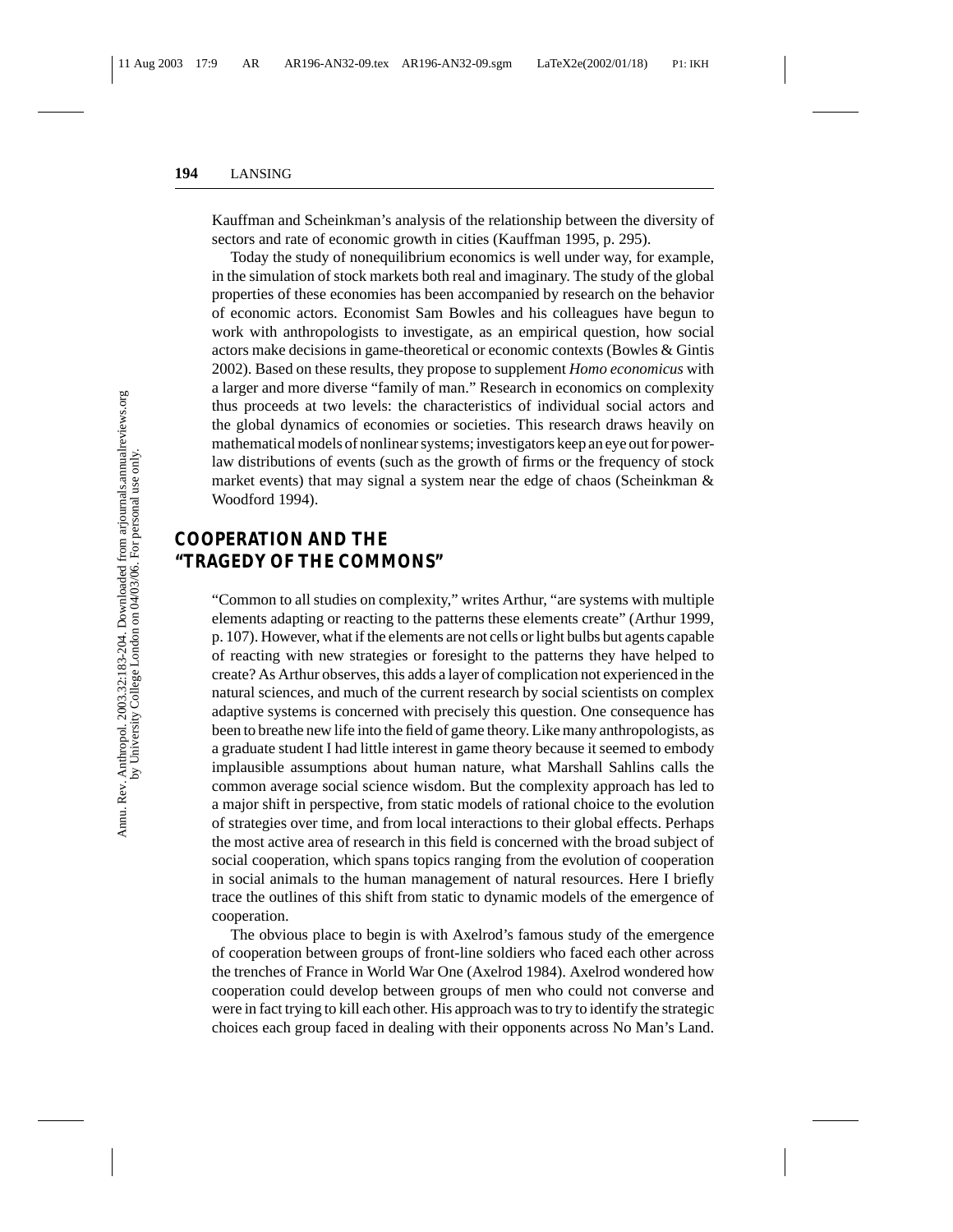Kauffman and Scheinkman's analysis of the relationship between the diversity of sectors and rate of economic growth in cities (Kauffman 1995, p. 295).

Today the study of nonequilibrium economics is well under way, for example, in the simulation of stock markets both real and imaginary. The study of the global properties of these economies has been accompanied by research on the behavior of economic actors. Economist Sam Bowles and his colleagues have begun to work with anthropologists to investigate, as an empirical question, how social actors make decisions in game-theoretical or economic contexts (Bowles & Gintis 2002). Based on these results, they propose to supplement *Homo economicus* with a larger and more diverse "family of man." Research in economics on complexity thus proceeds at two levels: the characteristics of individual social actors and the global dynamics of economies or societies. This research draws heavily on mathematical models of nonlinear systems; investigators keep an eye out for power-law distributions of events (such as the growth of firms or the frequency of stock market events) that may signal a system near the edge of chaos (Scheinkman & Woodford 1994).

## COOPERATION AND THE "TRAGEDY OF THE COMMONS"

"Common to all studies on complexity," writes Arthur, "are systems with multiple elements adapting or reacting to the patterns these elements create" (Arthur 1999, p. 107). However, what if the elements are not cells or light bulbs but agents capable of reacting with new strategies or foresight to the patterns they have helped to create? As Arthur observes, this adds a layer of complication not experienced in the natural sciences, and much of the current research by social scientists on complex adaptive systems is concerned with precisely this question. One consequence has been to breathe new life into the field of game theory. Like many anthropologists, as a graduate student I had little interest in game theory because it seemed to embody implausible assumptions about human nature, what Marshall Sahlins calls the common average social science wisdom. But the complexity approach has led to a major shift in perspective, from static models of rational choice to the evolution of strategies over time, and from local interactions to their global effects. Perhaps the most active area of research in this field is concerned with the broad subject of social cooperation, which spans topics ranging from the evolution of cooperation in social animals to the human management of natural resources. Here I briefly trace the outlines of this shift from static to dynamic models of the emergence of cooperation.

The obvious place to begin is with Axelrod's famous study of the emergence of cooperation between groups of front-line soldiers who faced each other across the trenches of France in World War One (Axelrod 1984). Axelrod wondered how cooperation could develop between groups of men who could not converse and were in fact trying to kill each other. His approach was to try to identify the strategic choices each group faced in dealing with their opponents across No Man's Land.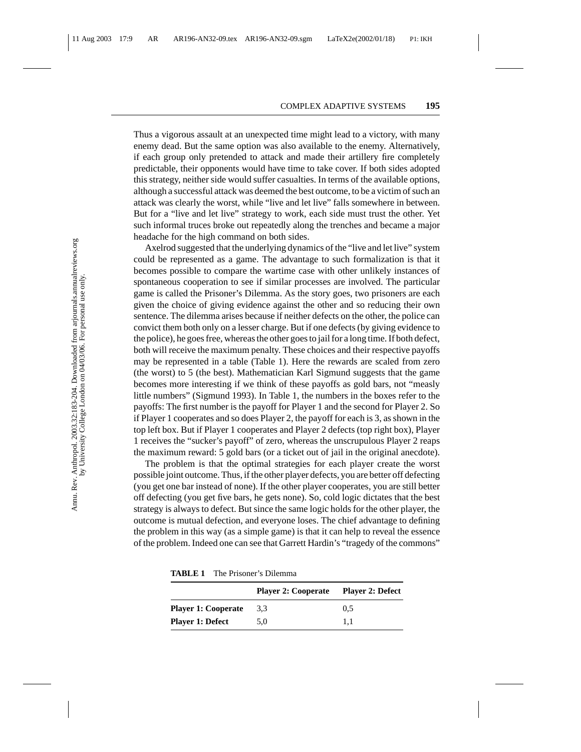Thus a vigorous assault at an unexpected time might lead to a victory, with many enemy dead. But the same option was also available to the enemy. Alternatively, if each group only pretended to attack and made their artillery fire completely predictable, their opponents would have time to take cover. If both sides adopted this strategy, neither side would suffer casualties. In terms of the available options, although a successful attack was deemed the best outcome, to be a victim of such an attack was clearly the worst, while "live and let live" falls somewhere in between. But for a "live and let live" strategy to work, each side must trust the other. Yet such informal truces broke out repeatedly along the trenches and became a major headache for the high command on both sides.

Axelrod suggested that the underlying dynamics of the "live and let live" system could be represented as a game. The advantage to such formalization is that it becomes possible to compare the wartime case with other unlikely instances of spontaneous cooperation to see if similar processes are involved. The particular game is called the Prisoner's Dilemma. As the story goes, two prisoners are each given the choice of giving evidence against the other and so reducing their own sentence. The dilemma arises because if neither defects on the other, the police can convict them both only on a lesser charge. But if one defects (by giving evidence to the police), he goes free, whereas the other goes to jail for a long time. If both defect, both will receive the maximum penalty. These choices and their respective payoffs may be represented in a table (Table 1). Here the rewards are scaled from zero (the worst) to 5 (the best). Mathematician Karl Sigmund suggests that the game becomes more interesting if we think of these payoffs as gold bars, not "measly little numbers" (Sigmund 1993). In Table 1, the numbers in the boxes refer to the payoffs: The first number is the payoff for Player 1 and the second for Player 2. So if Player 1 cooperates and so does Player 2, the payoff for each is 3, as shown in the top left box. But if Player 1 cooperates and Player 2 defects (top right box), Player 1 receives the "sucker's payoff" of zero, whereas the unscrupulous Player 2 reaps the maximum reward: 5 gold bars (or a ticket out of jail in the original anecdote).

The problem is that the optimal strategies for each player create the worst possible joint outcome. Thus, if the other player defects, you are better off defecting (you get one bar instead of none). If the other player cooperates, you are still better off defecting (you get five bars, he gets none). So, cold logic dictates that the best strategy is always to defect. But since the same logic holds for the other player, the outcome is mutual defection, and everyone loses. The chief advantage to defining the problem in this way (as a simple game) is that it can help to reveal the essence of the problem. Indeed one can see that Garrett Hardin's "tragedy of the commons"

**TABLE 1** The Prisoner's Dilemma

| | Player 2: Cooperate | Player 2: Defect |
|---|---|---|
| **Player 1: Cooperate** | 3,3 | 0,5 |
| **Player 1: Defect** | 5,0 | 1,1 |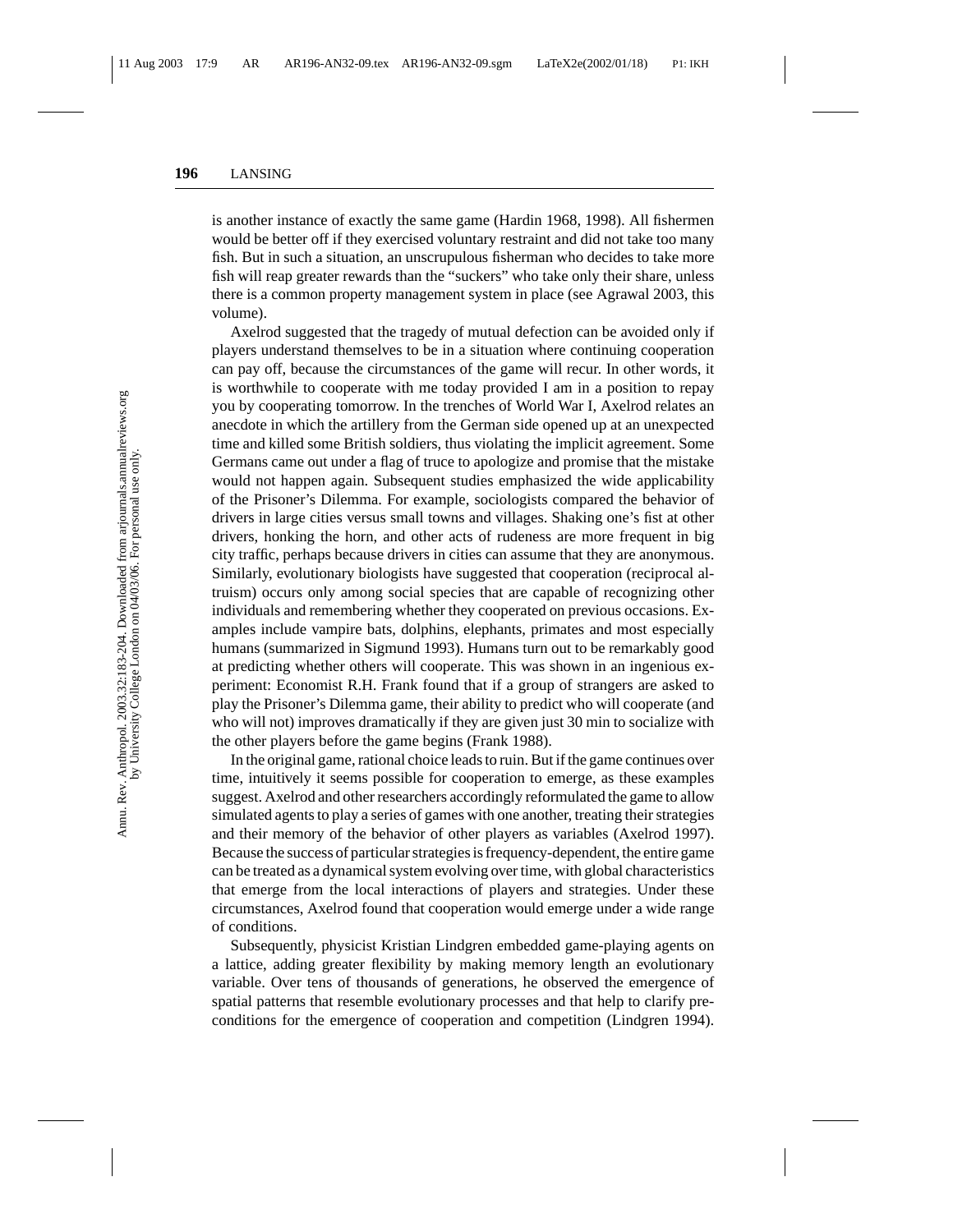is another instance of exactly the same game (Hardin 1968, 1998). All fishermen would be better off if they exercised voluntary restraint and did not take too many fish. But in such a situation, an unscrupulous fisherman who decides to take more fish will reap greater rewards than the "suckers" who take only their share, unless there is a common property management system in place (see Agrawal 2003, this volume).

Axelrod suggested that the tragedy of mutual defection can be avoided only if players understand themselves to be in a situation where continuing cooperation can pay off, because the circumstances of the game will recur. In other words, it is worthwhile to cooperate with me today provided I am in a position to repay you by cooperating tomorrow. In the trenches of World War I, Axelrod relates an anecdote in which the artillery from the German side opened up at an unexpected time and killed some British soldiers, thus violating the implicit agreement. Some Germans came out under a flag of truce to apologize and promise that the mistake would not happen again. Subsequent studies emphasized the wide applicability of the Prisoner's Dilemma. For example, sociologists compared the behavior of drivers in large cities versus small towns and villages. Shaking one's fist at other drivers, honking the horn, and other acts of rudeness are more frequent in big city traffic, perhaps because drivers in cities can assume that they are anonymous. Similarly, evolutionary biologists have suggested that cooperation (reciprocal altruism) occurs only among social species that are capable of recognizing other individuals and remembering whether they cooperated on previous occasions. Examples include vampire bats, dolphins, elephants, primates and most especially humans (summarized in Sigmund 1993). Humans turn out to be remarkably good at predicting whether others will cooperate. This was shown in an ingenious experiment: Economist R.H. Frank found that if a group of strangers are asked to play the Prisoner's Dilemma game, their ability to predict who will cooperate (and who will not) improves dramatically if they are given just 30 min to socialize with the other players before the game begins (Frank 1988).

In the original game, rational choice leads to ruin. But if the game continues over time, intuitively it seems possible for cooperation to emerge, as these examples suggest. Axelrod and other researchers accordingly reformulated the game to allow simulated agents to play a series of games with one another, treating their strategies and their memory of the behavior of other players as variables (Axelrod 1997). Because the success of particular strategies is frequency-dependent, the entire game can be treated as a dynamical system evolving over time, with global characteristics that emerge from the local interactions of players and strategies. Under these circumstances, Axelrod found that cooperation would emerge under a wide range of conditions.

Subsequently, physicist Kristian Lindgren embedded game-playing agents on a lattice, adding greater flexibility by making memory length an evolutionary variable. Over tens of thousands of generations, he observed the emergence of spatial patterns that resemble evolutionary processes and that help to clarify preconditions for the emergence of cooperation and competition (Lindgren 1994).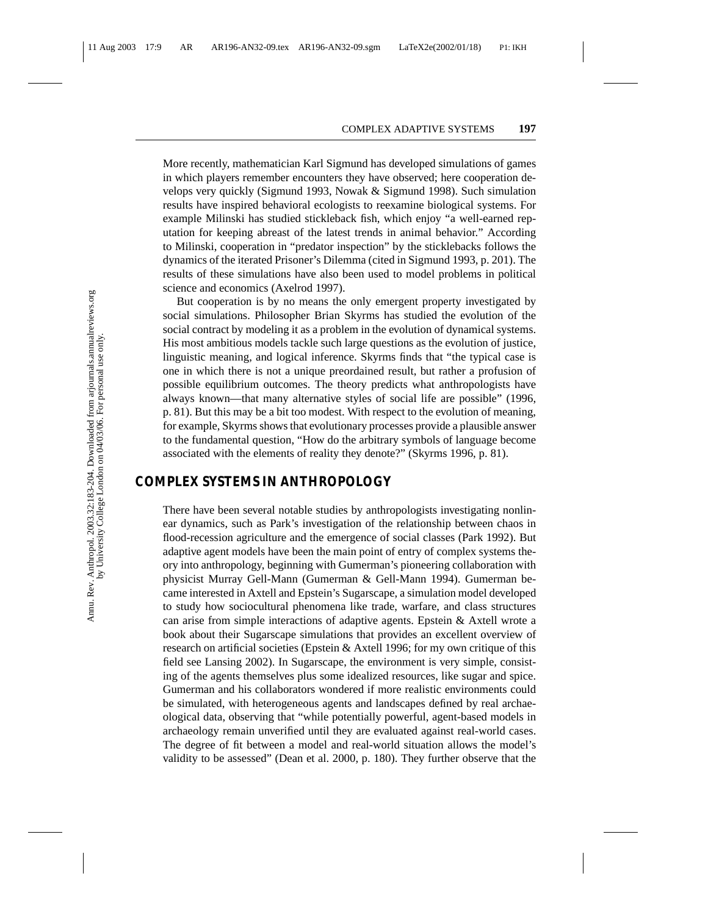More recently, mathematician Karl Sigmund has developed simulations of games in which players remember encounters they have observed; here cooperation develops very quickly (Sigmund 1993, Nowak & Sigmund 1998). Such simulation results have inspired behavioral ecologists to reexamine biological systems. For example Milinski has studied stickleback fish, which enjoy "a well-earned reputation for keeping abreast of the latest trends in animal behavior." According to Milinski, cooperation in "predator inspection" by the sticklebacks follows the dynamics of the iterated Prisoner's Dilemma (cited in Sigmund 1993, p. 201). The results of these simulations have also been used to model problems in political science and economics (Axelrod 1997).

But cooperation is by no means the only emergent property investigated by social simulations. Philosopher Brian Skyrms has studied the evolution of the social contract by modeling it as a problem in the evolution of dynamical systems. His most ambitious models tackle such large questions as the evolution of justice, linguistic meaning, and logical inference. Skyrms finds that "the typical case is one in which there is not a unique preordained result, but rather a profusion of possible equilibrium outcomes. The theory predicts what anthropologists have always known—that many alternative styles of social life are possible" (1996, p. 81). But this may be a bit too modest. With respect to the evolution of meaning, for example, Skyrms shows that evolutionary processes provide a plausible answer to the fundamental question, "How do the arbitrary symbols of language become associated with the elements of reality they denote?" (Skyrms 1996, p. 81).

## COMPLEX SYSTEMS IN ANTHROPOLOGY

There have been several notable studies by anthropologists investigating nonlinear dynamics, such as Park's investigation of the relationship between chaos in flood-recession agriculture and the emergence of social classes (Park 1992). But adaptive agent models have been the main point of entry of complex systems theory into anthropology, beginning with Gumerman's pioneering collaboration with physicist Murray Gell-Mann (Gumerman & Gell-Mann 1994). Gumerman became interested in Axtell and Epstein's Sugarscape, a simulation model developed to study how sociocultural phenomena like trade, warfare, and class structures can arise from simple interactions of adaptive agents. Epstein & Axtell wrote a book about their Sugarscape simulations that provides an excellent overview of research on artificial societies (Epstein & Axtell 1996; for my own critique of this field see Lansing 2002). In Sugarscape, the environment is very simple, consisting of the agents themselves plus some idealized resources, like sugar and spice. Gumerman and his collaborators wondered if more realistic environments could be simulated, with heterogeneous agents and landscapes defined by real archaeological data, observing that "while potentially powerful, agent-based models in archaeology remain unverified until they are evaluated against real-world cases. The degree of fit between a model and real-world situation allows the model's validity to be assessed" (Dean et al. 2000, p. 180). They further observe that the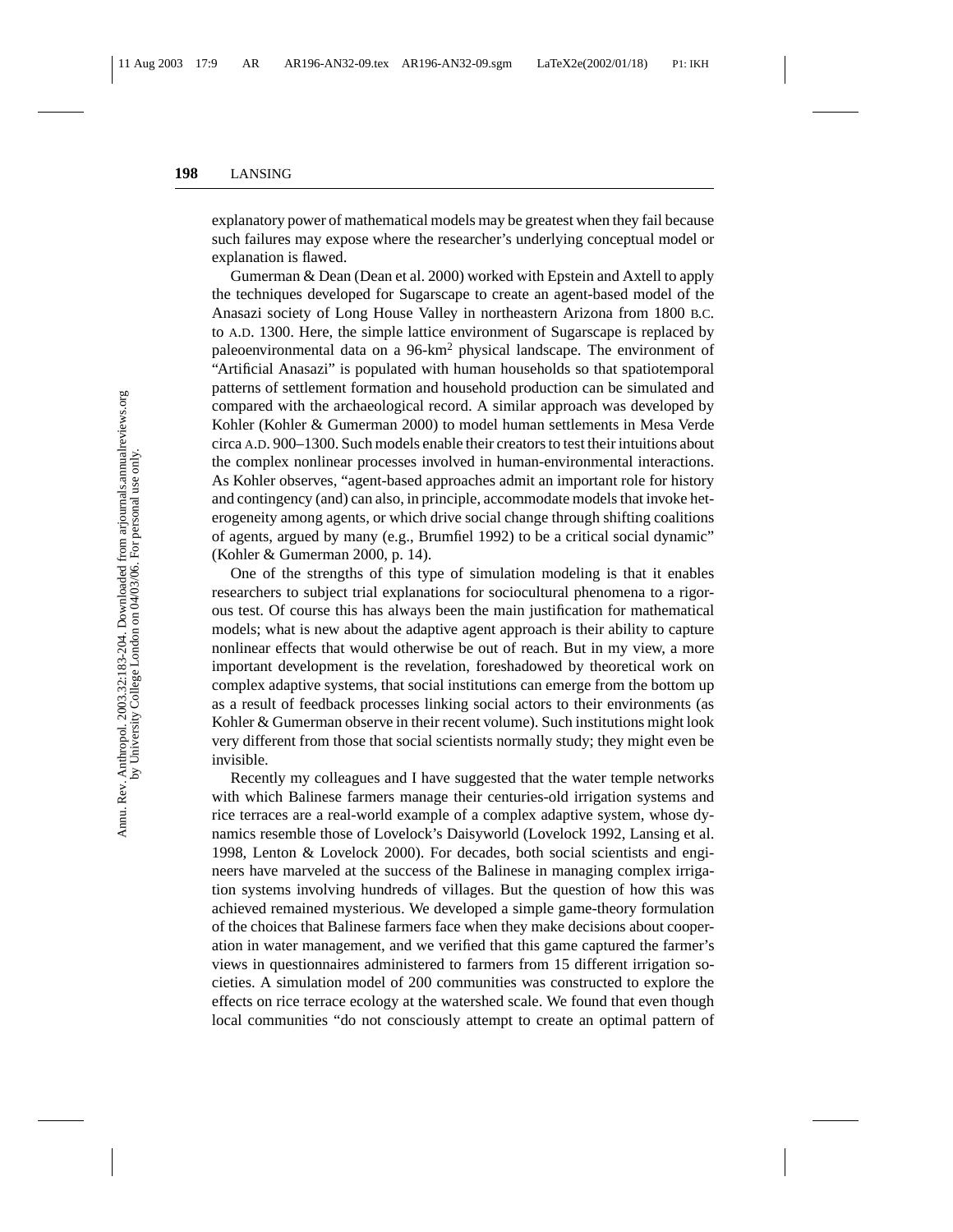explanatory power of mathematical models may be greatest when they fail because such failures may expose where the researcher's underlying conceptual model or explanation is flawed.

Gumerman & Dean (Dean et al. 2000) worked with Epstein and Axtell to apply the techniques developed for Sugarscape to create an agent-based model of the Anasazi society of Long House Valley in northeastern Arizona from 1800 B.C. to A.D. 1300. Here, the simple lattice environment of Sugarscape is replaced by paleoenvironmental data on a 96-km$^2$ physical landscape. The environment of "Artificial Anasazi" is populated with human households so that spatiotemporal patterns of settlement formation and household production can be simulated and compared with the archaeological record. A similar approach was developed by Kohler (Kohler & Gumerman 2000) to model human settlements in Mesa Verde circa A.D. 900–1300. Such models enable their creators to test their intuitions about the complex nonlinear processes involved in human-environmental interactions. As Kohler observes, "agent-based approaches admit an important role for history and contingency (and) can also, in principle, accommodate models that invoke heterogeneity among agents, or which drive social change through shifting coalitions of agents, argued by many (e.g., Brumfiel 1992) to be a critical social dynamic" (Kohler & Gumerman 2000, p. 14).

One of the strengths of this type of simulation modeling is that it enables researchers to subject trial explanations for sociocultural phenomena to a rigorous test. Of course this has always been the main justification for mathematical models; what is new about the adaptive agent approach is their ability to capture nonlinear effects that would otherwise be out of reach. But in my view, a more important development is the revelation, foreshadowed by theoretical work on complex adaptive systems, that social institutions can emerge from the bottom up as a result of feedback processes linking social actors to their environments (as Kohler & Gumerman observe in their recent volume). Such institutions might look very different from those that social scientists normally study; they might even be invisible.

Recently my colleagues and I have suggested that the water temple networks with which Balinese farmers manage their centuries-old irrigation systems and rice terraces are a real-world example of a complex adaptive system, whose dynamics resemble those of Lovelock's Daisyworld (Lovelock 1992, Lansing et al. 1998, Lenton & Lovelock 2000). For decades, both social scientists and engineers have marveled at the success of the Balinese in managing complex irrigation systems involving hundreds of villages. But the question of how this was achieved remained mysterious. We developed a simple game-theory formulation of the choices that Balinese farmers face when they make decisions about cooperation in water management, and we verified that this game captured the farmer's views in questionnaires administered to farmers from 15 different irrigation societies. A simulation model of 200 communities was constructed to explore the effects on rice terrace ecology at the watershed scale. We found that even though local communities "do not consciously attempt to create an optimal pattern of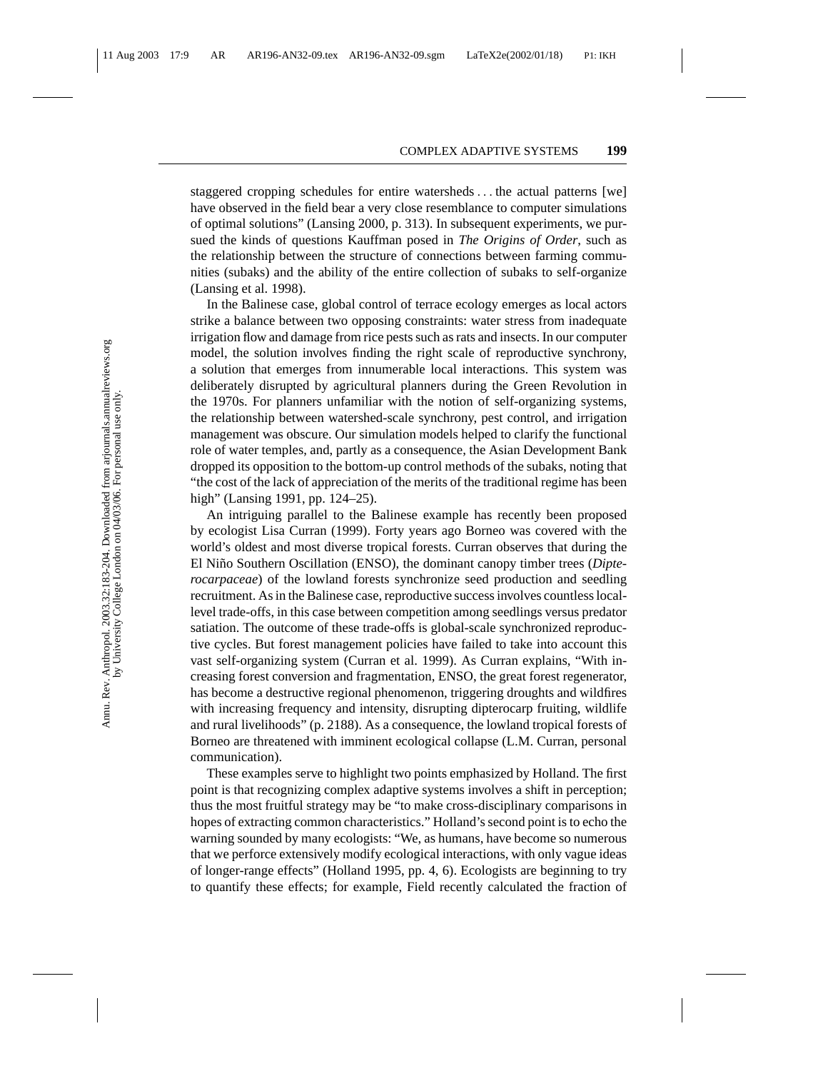staggered cropping schedules for entire watersheds . . . the actual patterns [we] have observed in the field bear a very close resemblance to computer simulations of optimal solutions" (Lansing 2000, p. 313). In subsequent experiments, we pursued the kinds of questions Kauffman posed in *The Origins of Order*, such as the relationship between the structure of connections between farming communities (subaks) and the ability of the entire collection of subaks to self-organize (Lansing et al. 1998).

In the Balinese case, global control of terrace ecology emerges as local actors strike a balance between two opposing constraints: water stress from inadequate irrigation flow and damage from rice pests such as rats and insects. In our computer model, the solution involves finding the right scale of reproductive synchrony, a solution that emerges from innumerable local interactions. This system was deliberately disrupted by agricultural planners during the Green Revolution in the 1970s. For planners unfamiliar with the notion of self-organizing systems, the relationship between watershed-scale synchrony, pest control, and irrigation management was obscure. Our simulation models helped to clarify the functional role of water temples, and, partly as a consequence, the Asian Development Bank dropped its opposition to the bottom-up control methods of the subaks, noting that "the cost of the lack of appreciation of the merits of the traditional regime has been high" (Lansing 1991, pp. 124–25).

An intriguing parallel to the Balinese example has recently been proposed by ecologist Lisa Curran (1999). Forty years ago Borneo was covered with the world's oldest and most diverse tropical forests. Curran observes that during the El Niño Southern Oscillation (ENSO), the dominant canopy timber trees (*Dipterocarpaceae*) of the lowland forests synchronize seed production and seedling recruitment. As in the Balinese case, reproductive success involves countless local-level trade-offs, in this case between competition among seedlings versus predator satiation. The outcome of these trade-offs is global-scale synchronized reproductive cycles. But forest management policies have failed to take into account this vast self-organizing system (Curran et al. 1999). As Curran explains, "With increasing forest conversion and fragmentation, ENSO, the great forest regenerator, has become a destructive regional phenomenon, triggering droughts and wildfires with increasing frequency and intensity, disrupting dipterocarp fruiting, wildlife and rural livelihoods" (p. 2188). As a consequence, the lowland tropical forests of Borneo are threatened with imminent ecological collapse (L.M. Curran, personal communication).

These examples serve to highlight two points emphasized by Holland. The first point is that recognizing complex adaptive systems involves a shift in perception; thus the most fruitful strategy may be "to make cross-disciplinary comparisons in hopes of extracting common characteristics." Holland's second point is to echo the warning sounded by many ecologists: "We, as humans, have become so numerous that we perforce extensively modify ecological interactions, with only vague ideas of longer-range effects" (Holland 1995, pp. 4, 6). Ecologists are beginning to try to quantify these effects; for example, Field recently calculated the fraction of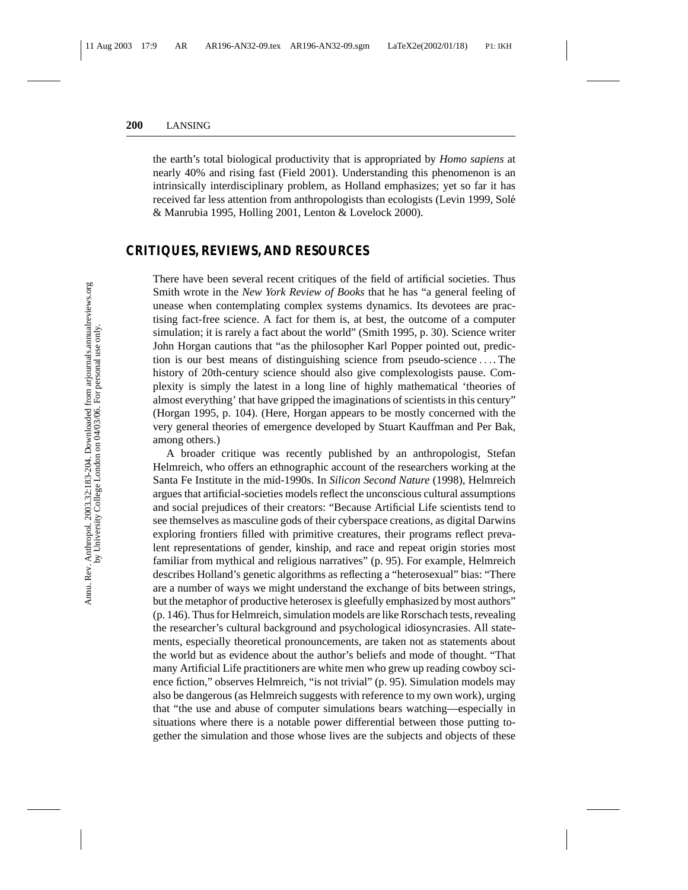the earth's total biological productivity that is appropriated by *Homo sapiens* at nearly 40% and rising fast (Field 2001). Understanding this phenomenon is an intrinsically interdisciplinary problem, as Holland emphasizes; yet so far it has received far less attention from anthropologists than ecologists (Levin 1999, Solé & Manrubia 1995, Holling 2001, Lenton & Lovelock 2000).

## CRITIQUES, REVIEWS, AND RESOURCES

There have been several recent critiques of the field of artificial societies. Thus Smith wrote in the *New York Review of Books* that he has "a general feeling of unease when contemplating complex systems dynamics. Its devotees are practising fact-free science. A fact for them is, at best, the outcome of a computer simulation; it is rarely a fact about the world" (Smith 1995, p. 30). Science writer John Horgan cautions that "as the philosopher Karl Popper pointed out, prediction is our best means of distinguishing science from pseudo-science . . . . The history of 20th-century science should also give complexologists pause. Complexity is simply the latest in a long line of highly mathematical 'theories of almost everything' that have gripped the imaginations of scientists in this century" (Horgan 1995, p. 104). (Here, Horgan appears to be mostly concerned with the very general theories of emergence developed by Stuart Kauffman and Per Bak, among others.)

A broader critique was recently published by an anthropologist, Stefan Helmreich, who offers an ethnographic account of the researchers working at the Santa Fe Institute in the mid-1990s. In *Silicon Second Nature* (1998), Helmreich argues that artificial-societies models reflect the unconscious cultural assumptions and social prejudices of their creators: "Because Artificial Life scientists tend to see themselves as masculine gods of their cyberspace creations, as digital Darwins exploring frontiers filled with primitive creatures, their programs reflect prevalent representations of gender, kinship, and race and repeat origin stories most familiar from mythical and religious narratives" (p. 95). For example, Helmreich describes Holland's genetic algorithms as reflecting a "heterosexual" bias: "There are a number of ways we might understand the exchange of bits between strings, but the metaphor of productive heterosex is gleefully emphasized by most authors" (p. 146). Thus for Helmreich, simulation models are like Rorschach tests, revealing the researcher's cultural background and psychological idiosyncrasies. All statements, especially theoretical pronouncements, are taken not as statements about the world but as evidence about the author's beliefs and mode of thought. "That many Artificial Life practitioners are white men who grew up reading cowboy science fiction," observes Helmreich, "is not trivial" (p. 95). Simulation models may also be dangerous (as Helmreich suggests with reference to my own work), urging that "the use and abuse of computer simulations bears watching—especially in situations where there is a notable power differential between those putting together the simulation and those whose lives are the subjects and objects of these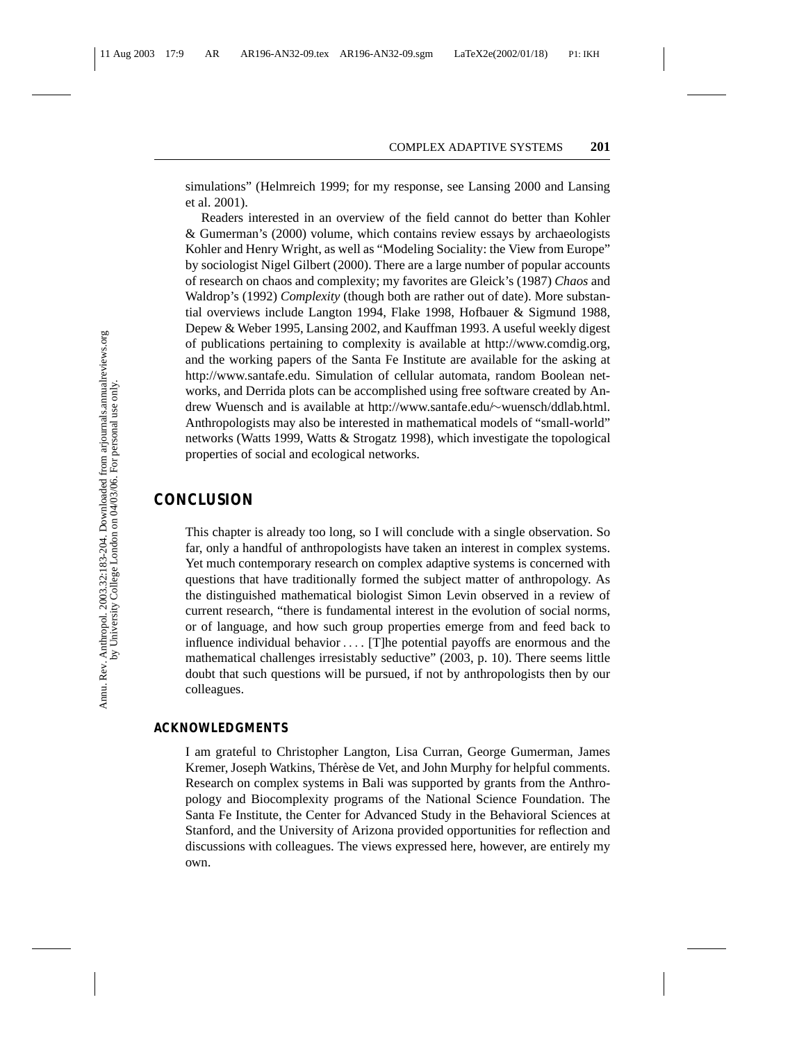simulations" (Helmreich 1999; for my response, see Lansing 2000 and Lansing et al. 2001).

Readers interested in an overview of the field cannot do better than Kohler & Gumerman's (2000) volume, which contains review essays by archaeologists Kohler and Henry Wright, as well as "Modeling Sociality: the View from Europe" by sociologist Nigel Gilbert (2000). There are a large number of popular accounts of research on chaos and complexity; my favorites are Gleick's (1987) *Chaos* and Waldrop's (1992) *Complexity* (though both are rather out of date). More substantial overviews include Langton 1994, Flake 1998, Hofbauer & Sigmund 1988, Depew & Weber 1995, Lansing 2002, and Kauffman 1993. A useful weekly digest of publications pertaining to complexity is available at http://www.comdig.org, and the working papers of the Santa Fe Institute are available for the asking at http://www.santafe.edu. Simulation of cellular automata, random Boolean networks, and Derrida plots can be accomplished using free software created by Andrew Wuensch and is available at http://www.santafe.edu/~wuensch/ddlab.html. Anthropologists may also be interested in mathematical models of "small-world" networks (Watts 1999, Watts & Strogatz 1998), which investigate the topological properties of social and ecological networks.

## CONCLUSION

This chapter is already too long, so I will conclude with a single observation. So far, only a handful of anthropologists have taken an interest in complex systems. Yet much contemporary research on complex adaptive systems is concerned with questions that have traditionally formed the subject matter of anthropology. As the distinguished mathematical biologist Simon Levin observed in a review of current research, "there is fundamental interest in the evolution of social norms, or of language, and how such group properties emerge from and feed back to influence individual behavior . . . . [T]he potential payoffs are enormous and the mathematical challenges irresistably seductive" (2003, p. 10). There seems little doubt that such questions will be pursued, if not by anthropologists then by our colleagues.

### ACKNOWLEDGMENTS

I am grateful to Christopher Langton, Lisa Curran, George Gumerman, James Kremer, Joseph Watkins, Thérèse de Vet, and John Murphy for helpful comments. Research on complex systems in Bali was supported by grants from the Anthropology and Biocomplexity programs of the National Science Foundation. The Santa Fe Institute, the Center for Advanced Study in the Behavioral Sciences at Stanford, and the University of Arizona provided opportunities for reflection and discussions with colleagues. The views expressed here, however, are entirely my own.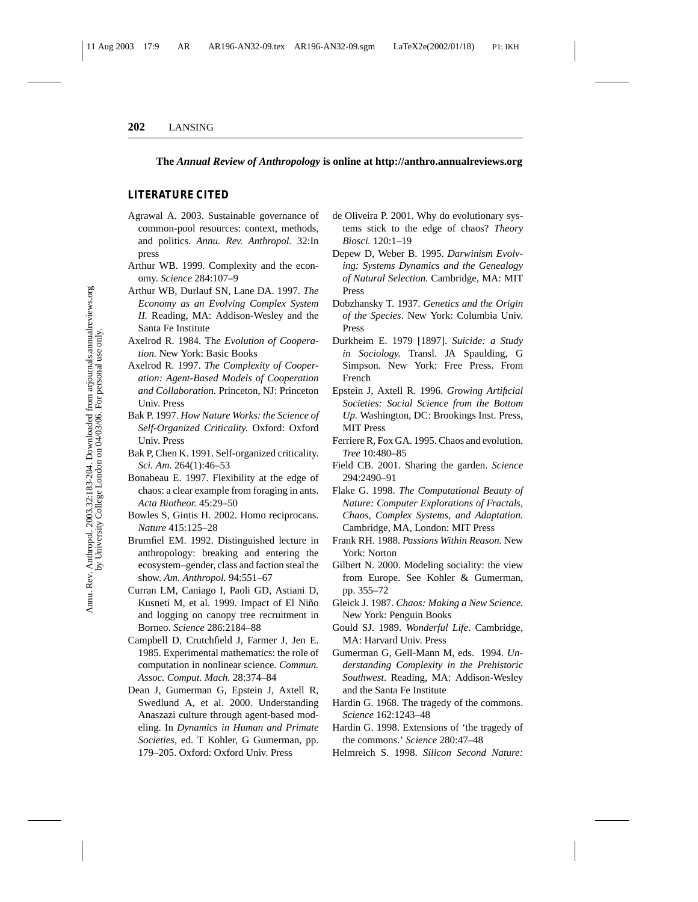**The *Annual Review of Anthropology* is online at http://anthro.annualreviews.org**

## LITERATURE CITED

Agrawal A. 2003. Sustainable governance of common-pool resources: context, methods, and politics. *Annu. Rev. Anthropol.* 32:In press

Arthur WB. 1999. Complexity and the economy. *Science* 284:107–9

Arthur WB, Durlauf SN, Lane DA. 1997. *The Economy as an Evolving Complex System II.* Reading, MA: Addison-Wesley and the Santa Fe Institute

Axelrod R. 1984. The *Evolution of Cooperation.* New York: Basic Books

Axelrod R. 1997. *The Complexity of Cooperation: Agent-Based Models of Cooperation and Collaboration.* Princeton, NJ: Princeton Univ. Press

Bak P. 1997. *How Nature Works: the Science of Self-Organized Criticality.* Oxford: Oxford Univ. Press

Bak P, Chen K. 1991. Self-organized criticality. *Sci. Am.* 264(1):46–53

Bonabeau E. 1997. Flexibility at the edge of chaos: a clear example from foraging in ants. *Acta Biotheor.* 45:29–50

Bowles S, Gintis H. 2002. Homo reciprocans. *Nature* 415:125–28

Brumfiel EM. 1992. Distinguished lecture in anthropology: breaking and entering the ecosystem–gender, class and faction steal the show. *Am. Anthropol.* 94:551–67

Curran LM, Caniago I, Paoli GD, Astiani D, Kusneti M, et al. 1999. Impact of El Niño and logging on canopy tree recruitment in Borneo. *Science* 286:2184–88

Campbell D, Crutchfield J, Farmer J, Jen E. 1985. Experimental mathematics: the role of computation in nonlinear science. *Commun. Assoc. Comput. Mach.* 28:374–84

Dean J, Gumerman G, Epstein J, Axtell R, Swedlund A, et al. 2000. Understanding Anaszazi culture through agent-based modeling. In *Dynamics in Human and Primate Societies*, ed. T Kohler, G Gumerman, pp. 179–205. Oxford: Oxford Univ. Press

de Oliveira P. 2001. Why do evolutionary systems stick to the edge of chaos? *Theory Biosci.* 120:1–19

Depew D, Weber B. 1995. *Darwinism Evolving: Systems Dynamics and the Genealogy of Natural Selection.* Cambridge, MA: MIT Press

Dobzhansky T. 1937. *Genetics and the Origin of the Species*. New York: Columbia Univ. Press

Durkheim E. 1979 [1897]. *Suicide: a Study in Sociology.* Transl. JA Spaulding, G Simpson. New York: Free Press. From French

Epstein J, Axtell R. 1996. *Growing Artificial Societies: Social Science from the Bottom Up.* Washington, DC: Brookings Inst. Press, MIT Press

Ferriere R, Fox GA. 1995. Chaos and evolution. *Tree* 10:480–85

Field CB. 2001. Sharing the garden. *Science* 294:2490–91

Flake G. 1998. *The Computational Beauty of Nature: Computer Explorations of Fractals, Chaos, Complex Systems, and Adaptation.* Cambridge, MA, London: MIT Press

Frank RH. 1988. *Passions Within Reason.* New York: Norton

Gilbert N. 2000. Modeling sociality: the view from Europe. See Kohler & Gumerman, pp. 355–72

Gleick J. 1987. *Chaos: Making a New Science.* New York: Penguin Books

Gould SJ. 1989. *Wonderful Life*. Cambridge, MA: Harvard Univ. Press

Gumerman G, Gell-Mann M, eds. 1994. *Understanding Complexity in the Prehistoric Southwest*. Reading, MA: Addison-Wesley and the Santa Fe Institute

Hardin G. 1968. The tragedy of the commons. *Science* 162:1243–48

Hardin G. 1998. Extensions of 'the tragedy of the commons.' *Science* 280:47–48

Helmreich S. 1998. *Silicon Second Nature:*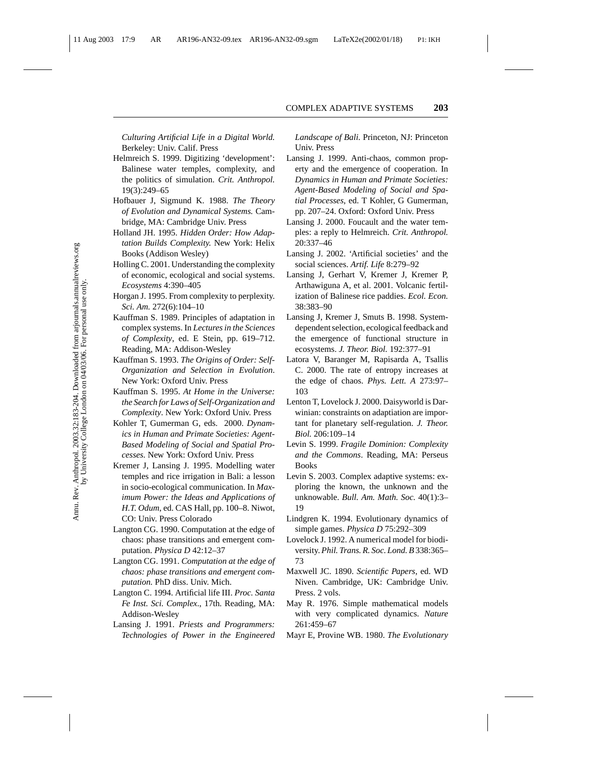*Culturing Artificial Life in a Digital World.* Berkeley: Univ. Calif. Press

Helmreich S. 1999. Digitizing 'development': Balinese water temples, complexity, and the politics of simulation. *Crit. Anthropol.* 19(3):249–65

Hofbauer J, Sigmund K. 1988. *The Theory of Evolution and Dynamical Systems.* Cambridge, MA: Cambridge Univ. Press

Holland JH. 1995. *Hidden Order: How Adaptation Builds Complexity.* New York: Helix Books (Addison Wesley)

Holling C. 2001. Understanding the complexity of economic, ecological and social systems. *Ecosystems* 4:390–405

Horgan J. 1995. From complexity to perplexity. *Sci. Am.* 272(6):104–10

Kauffman S. 1989. Principles of adaptation in complex systems. In *Lectures in the Sciences of Complexity*, ed. E Stein, pp. 619–712. Reading, MA: Addison-Wesley

Kauffman S. 1993. *The Origins of Order: Self-Organization and Selection in Evolution*. New York: Oxford Univ. Press

Kauffman S. 1995. *At Home in the Universe: the Search for Laws of Self-Organization and Complexity*. New York: Oxford Univ. Press

Kohler T, Gumerman G, eds. 2000. *Dynamics in Human and Primate Societies: Agent-Based Modeling of Social and Spatial Processes.* New York: Oxford Univ. Press

Kremer J, Lansing J. 1995. Modelling water temples and rice irrigation in Bali: a lesson in socio-ecological communication. In *Maximum Power: the Ideas and Applications of H.T. Odum*, ed. CAS Hall, pp. 100–8. Niwot, CO: Univ. Press Colorado

Langton CG. 1990. Computation at the edge of chaos: phase transitions and emergent computation. *Physica D* 42:12–37

Langton CG. 1991. *Computation at the edge of chaos: phase transitions and emergent computation.* PhD diss. Univ. Mich.

Langton C. 1994. Artificial life III. *Proc. Santa Fe Inst. Sci. Complex.*, 17th. Reading, MA: Addison-Wesley

Lansing J. 1991. *Priests and Programmers: Technologies of Power in the Engineered Landscape of Bali.* Princeton, NJ: Princeton Univ. Press

Lansing J. 1999. Anti-chaos, common property and the emergence of cooperation. In *Dynamics in Human and Primate Societies: Agent-Based Modeling of Social and Spatial Processes*, ed. T Kohler, G Gumerman, pp. 207–24. Oxford: Oxford Univ. Press

Lansing J. 2000. Foucault and the water temples: a reply to Helmreich. *Crit. Anthropol.* 20:337–46

Lansing J. 2002. 'Artificial societies' and the social sciences. *Artif. Life* 8:279–92

Lansing J, Gerhart V, Kremer J, Kremer P, Arthawiguna A, et al. 2001. Volcanic fertilization of Balinese rice paddies. *Ecol. Econ.* 38:383–90

Lansing J, Kremer J, Smuts B. 1998. System-dependent selection, ecological feedback and the emergence of functional structure in ecosystems. *J. Theor. Biol.* 192:377–91

Latora V, Baranger M, Rapisarda A, Tsallis C. 2000. The rate of entropy increases at the edge of chaos. *Phys. Lett. A* 273:97–103

Lenton T, Lovelock J. 2000. Daisyworld is Darwinian: constraints on adaptiation are important for planetary self-regulation. *J. Theor. Biol.* 206:109–14

Levin S. 1999. *Fragile Dominion: Complexity and the Commons*. Reading, MA: Perseus Books

Levin S. 2003. Complex adaptive systems: exploring the known, the unknown and the unknowable. *Bull. Am. Math. Soc.* 40(1):3–19

Lindgren K. 1994. Evolutionary dynamics of simple games. *Physica D* 75:292–309

Lovelock J. 1992. A numerical model for biodiversity. *Phil. Trans. R. Soc. Lond. B* 338:365–73

Maxwell JC. 1890. *Scientific Papers*, ed. WD Niven. Cambridge, UK: Cambridge Univ. Press. 2 vols.

May R. 1976. Simple mathematical models with very complicated dynamics. *Nature* 261:459–67

Mayr E, Provine WB. 1980. *The Evolutionary*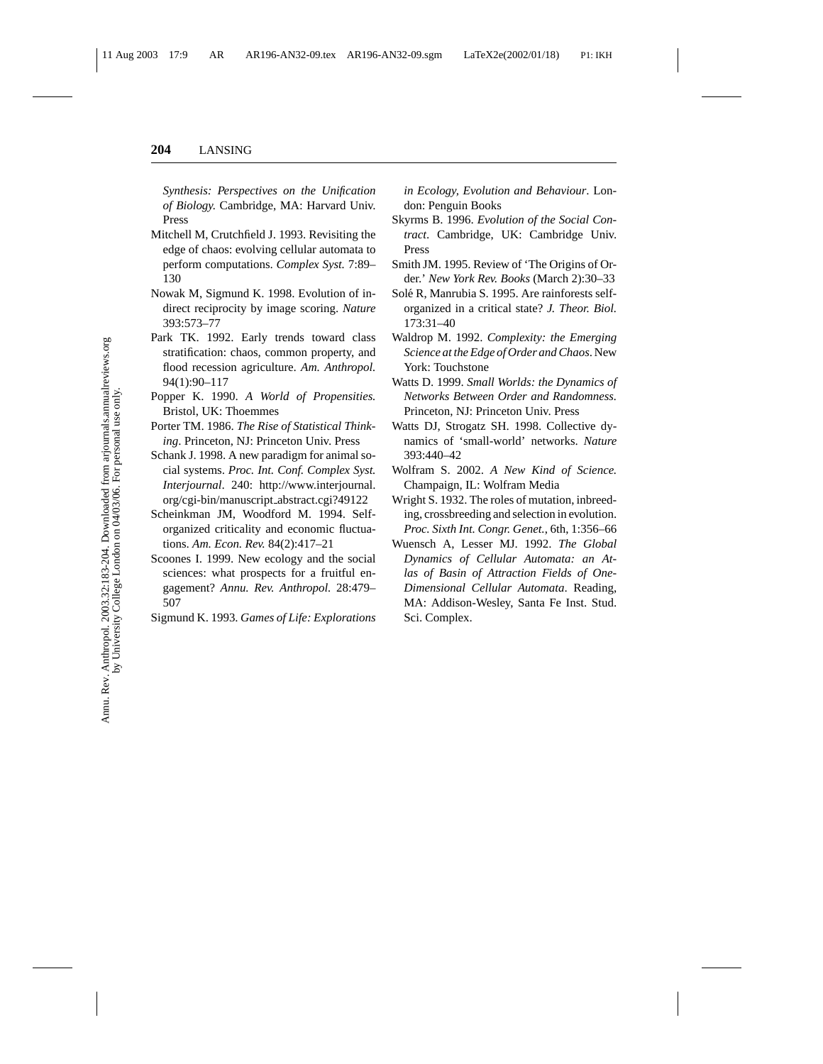*Synthesis: Perspectives on the Unification of Biology*. Cambridge, MA: Harvard Univ. Press

Mitchell M, Crutchfield J. 1993. Revisiting the edge of chaos: evolving cellular automata to perform computations. *Complex Syst.* 7:89–130

Nowak M, Sigmund K. 1998. Evolution of indirect reciprocity by image scoring. *Nature* 393:573–77

Park TK. 1992. Early trends toward class stratification: chaos, common property, and flood recession agriculture. *Am. Anthropol.* 94(1):90–117

Popper K. 1990. *A World of Propensities.* Bristol, UK: Thoemmes

Porter TM. 1986. *The Rise of Statistical Thinking*. Princeton, NJ: Princeton Univ. Press

Schank J. 1998. A new paradigm for animal social systems. *Proc. Int. Conf. Complex Syst. Interjournal*. 240: http://www.interjournal.org/cgi-bin/manuscript_abstract.cgi?49122

Scheinkman JM, Woodford M. 1994. Self-organized criticality and economic fluctuations. *Am. Econ. Rev.* 84(2):417–21

Scoones I. 1999. New ecology and the social sciences: what prospects for a fruitful engagement? *Annu. Rev. Anthropol.* 28:479–507

Sigmund K. 1993. *Games of Life: Explorations in Ecology, Evolution and Behaviour*. London: Penguin Books

Skyrms B. 1996. *Evolution of the Social Contract*. Cambridge, UK: Cambridge Univ. Press

Smith JM. 1995. Review of 'The Origins of Order.' *New York Rev. Books* (March 2):30–33

Solé R, Manrubia S. 1995. Are rainforests self-organized in a critical state? *J. Theor. Biol.* 173:31–40

Waldrop M. 1992. *Complexity: the Emerging Science at the Edge of Order and Chaos*. New York: Touchstone

Watts D. 1999. *Small Worlds: the Dynamics of Networks Between Order and Randomness.* Princeton, NJ: Princeton Univ. Press

Watts DJ, Strogatz SH. 1998. Collective dynamics of 'small-world' networks. *Nature* 393:440–42

Wolfram S. 2002. *A New Kind of Science.* Champaign, IL: Wolfram Media

Wright S. 1932. The roles of mutation, inbreeding, crossbreeding and selection in evolution. *Proc. Sixth Int. Congr. Genet.*, 6th, 1:356–66

Wuensch A, Lesser MJ. 1992. *The Global Dynamics of Cellular Automata: an Atlas of Basin of Attraction Fields of One-Dimensional Cellular Automata*. Reading, MA: Addison-Wesley, Santa Fe Inst. Stud. Sci. Complex.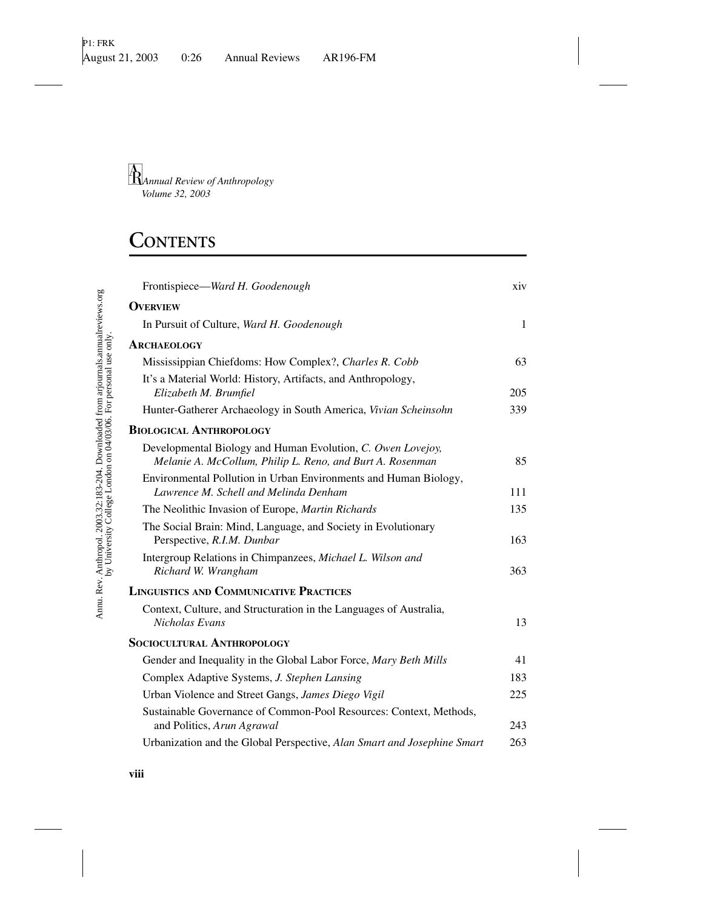*Annual Review of Anthropology*
*Volume 32, 2003*

# CONTENTS

Frontispiece—*Ward H. Goodenough* xiv

## OVERVIEW

In Pursuit of Culture, *Ward H. Goodenough* 1

## ARCHAEOLOGY

Mississippian Chiefdoms: How Complex?, *Charles R. Cobb* 63

It's a Material World: History, Artifacts, and Anthropology, *Elizabeth M. Brumfiel* 205

Hunter-Gatherer Archaeology in South America, *Vivian Scheinsohn* 339

## BIOLOGICAL ANTHROPOLOGY

Developmental Biology and Human Evolution, *C. Owen Lovejoy, Melanie A. McCollum, Philip L. Reno, and Burt A. Rosenman* 85

Environmental Pollution in Urban Environments and Human Biology, *Lawrence M. Schell and Melinda Denham* 111

The Neolithic Invasion of Europe, *Martin Richards* 135

The Social Brain: Mind, Language, and Society in Evolutionary Perspective, *R.I.M. Dunbar* 163

Intergroup Relations in Chimpanzees, *Michael L. Wilson and Richard W. Wrangham* 363

## LINGUISTICS AND COMMUNICATIVE PRACTICES

Context, Culture, and Structuration in the Languages of Australia, *Nicholas Evans* 13

## SOCIOCULTURAL ANTHROPOLOGY

Gender and Inequality in the Global Labor Force, *Mary Beth Mills* 41

Complex Adaptive Systems, *J. Stephen Lansing* 183

Urban Violence and Street Gangs, *James Diego Vigil* 225

Sustainable Governance of Common-Pool Resources: Context, Methods, and Politics, *Arun Agrawal* 243

Urbanization and the Global Perspective, *Alan Smart and Josephine Smart* 263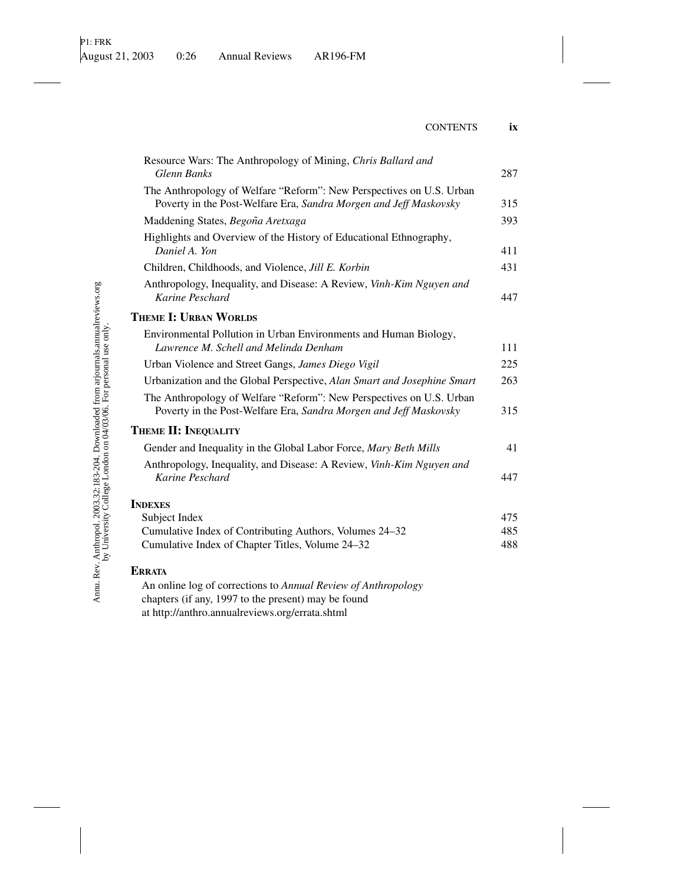Resource Wars: The Anthropology of Mining, *Chris Ballard and Glenn Banks* 287

The Anthropology of Welfare "Reform": New Perspectives on U.S. Urban Poverty in the Post-Welfare Era, *Sandra Morgen and Jeff Maskovsky* 315

Maddening States, *Begoña Aretxaga* 393

Highlights and Overview of the History of Educational Ethnography, *Daniel A. Yon* 411

Children, Childhoods, and Violence, *Jill E. Korbin* 431

Anthropology, Inequality, and Disease: A Review, *Vinh-Kim Nguyen and Karine Peschard* 447

**THEME I: URBAN WORLDS**

Environmental Pollution in Urban Environments and Human Biology, *Lawrence M. Schell and Melinda Denham* 111

Urban Violence and Street Gangs, *James Diego Vigil* 225

Urbanization and the Global Perspective, *Alan Smart and Josephine Smart* 263

The Anthropology of Welfare "Reform": New Perspectives on U.S. Urban Poverty in the Post-Welfare Era, *Sandra Morgen and Jeff Maskovsky* 315

**THEME II: INEQUALITY**

Gender and Inequality in the Global Labor Force, *Mary Beth Mills* 41

Anthropology, Inequality, and Disease: A Review, *Vinh-Kim Nguyen and Karine Peschard* 447

**INDEXES**

Subject Index 475

Cumulative Index of Contributing Authors, Volumes 24–32 485

Cumulative Index of Chapter Titles, Volume 24–32 488

**ERRATA**

An online log of corrections to *Annual Review of Anthropology* chapters (if any, 1997 to the present) may be found at http://anthro.annualreviews.org/errata.shtml